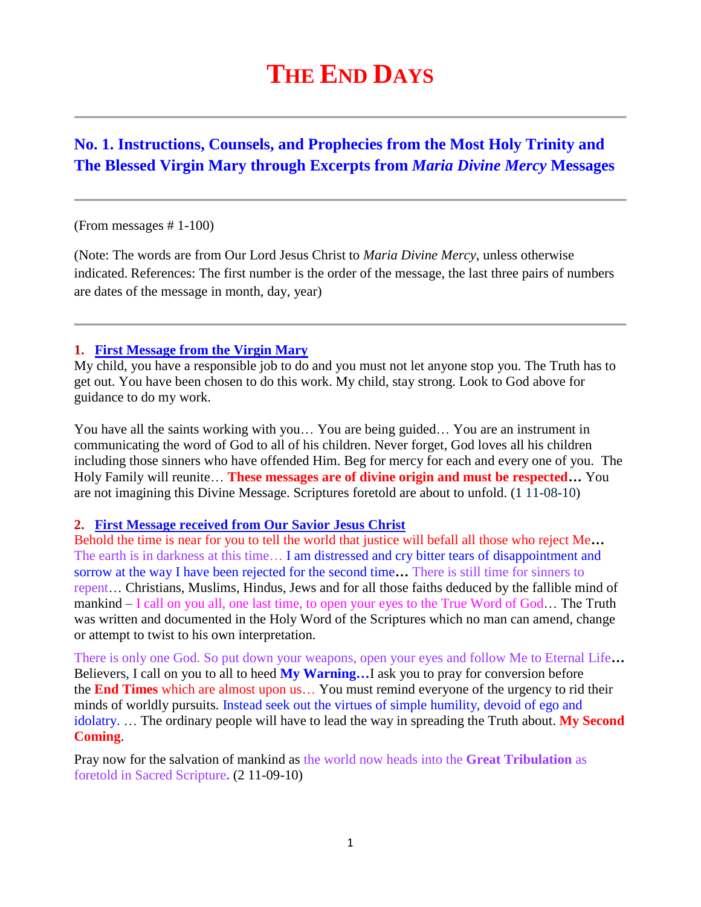# THE END DAYS

## No. 1. Instructions, Counsels, and Prophecies from the Most Holy Trinity and The Blessed Virgin Mary through Excerpts from *Maria Divine Mercy* Messages

(From messages # 1-100)

(Note: The words are from Our Lord Jesus Christ to *Maria Divine Mercy*, unless otherwise indicated. References: The first number is the order of the message, the last three pairs of numbers are dates of the message in month, day, year)

**1. First Message from the Virgin Mary**

My child, you have a responsible job to do and you must not let anyone stop you. The Truth has to get out. You have been chosen to do this work. My child, stay strong. Look to God above for guidance to do my work.

You have all the saints working with you… You are being guided… You are an instrument in communicating the word of God to all of his children. Never forget, God loves all his children including those sinners who have offended Him. Beg for mercy for each and every one of you. The Holy Family will reunite… **These messages are of divine origin and must be respected…** You are not imagining this Divine Message. Scriptures foretold are about to unfold. (1 11-08-10)

**2. First Message received from Our Savior Jesus Christ**

Behold the time is near for you to tell the world that justice will befall all those who reject Me**…** The earth is in darkness at this time… I am distressed and cry bitter tears of disappointment and sorrow at the way I have been rejected for the second time**…** There is still time for sinners to repent… Christians, Muslims, Hindus, Jews and for all those faiths deduced by the fallible mind of mankind – I call on you all, one last time, to open your eyes to the True Word of God… The Truth was written and documented in the Holy Word of the Scriptures which no man can amend, change or attempt to twist to his own interpretation.

There is only one God. So put down your weapons, open your eyes and follow Me to Eternal Life**…** Believers, I call on you to all to heed **My Warning…**I ask you to pray for conversion before the **End Times** which are almost upon us… You must remind everyone of the urgency to rid their minds of worldly pursuits. Instead seek out the virtues of simple humility, devoid of ego and idolatry. … The ordinary people will have to lead the way in spreading the Truth about. **My Second Coming**.

Pray now for the salvation of mankind as the world now heads into the **Great Tribulation** as foretold in Sacred Scripture**.** (2 11-09-10)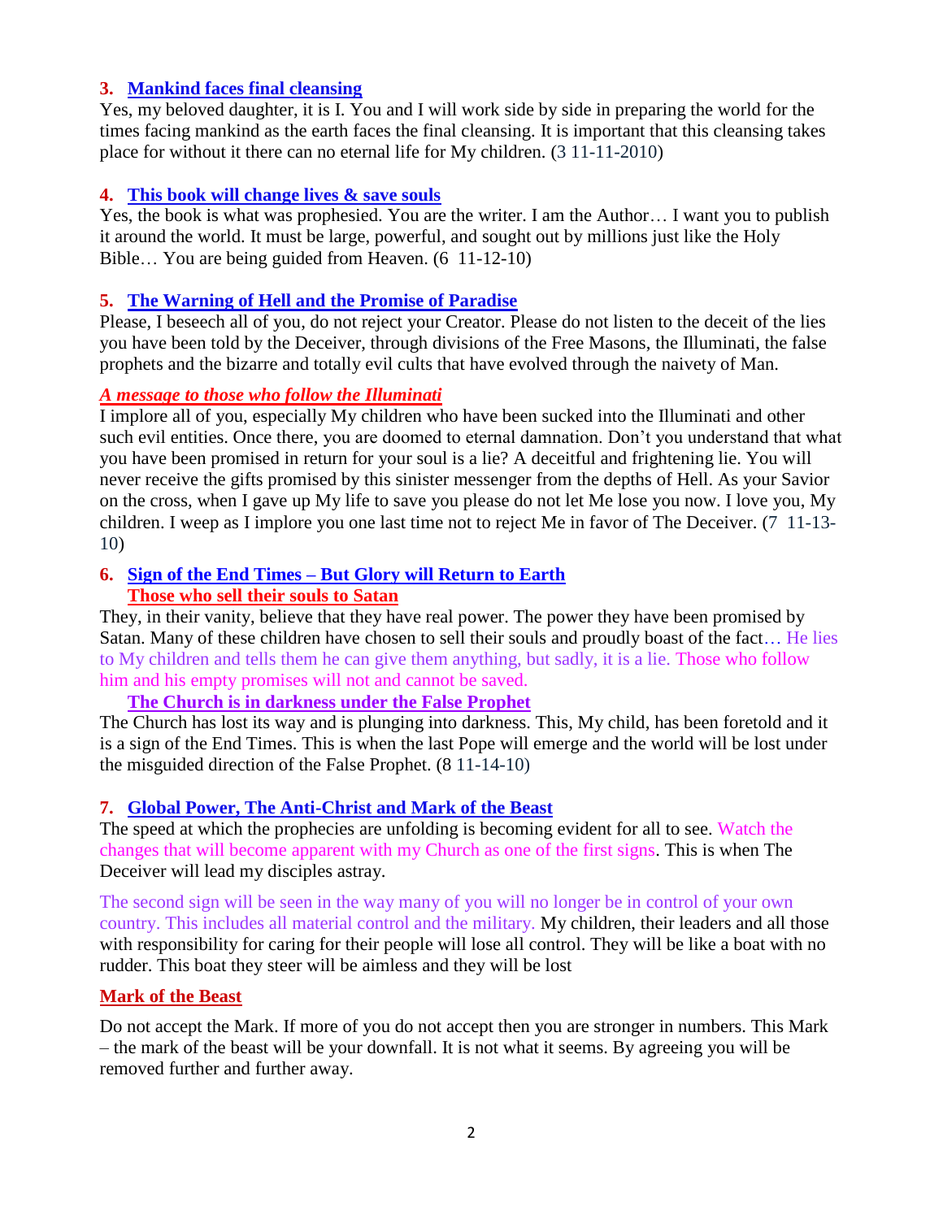### 3. Mankind faces final cleansing

Yes, my beloved daughter, it is I. You and I will work side by side in preparing the world for the times facing mankind as the earth faces the final cleansing. It is important that this cleansing takes place for without it there can no eternal life for My children. (3 11-11-2010)

### 4. This book will change lives & save souls

Yes, the book is what was prophesied. You are the writer. I am the Author… I want you to publish it around the world. It must be large, powerful, and sought out by millions just like the Holy Bible… You are being guided from Heaven. (6 11-12-10)

### 5. The Warning of Hell and the Promise of Paradise

Please, I beseech all of you, do not reject your Creator. Please do not listen to the deceit of the lies you have been told by the Deceiver, through divisions of the Free Masons, the Illuminati, the false prophets and the bizarre and totally evil cults that have evolved through the naivety of Man.

***A message to those who follow the Illuminati***

I implore all of you, especially My children who have been sucked into the Illuminati and other such evil entities. Once there, you are doomed to eternal damnation. Don't you understand that what you have been promised in return for your soul is a lie? A deceitful and frightening lie. You will never receive the gifts promised by this sinister messenger from the depths of Hell. As your Savior on the cross, when I gave up My life to save you please do not let Me lose you now. I love you, My children. I weep as I implore you one last time not to reject Me in favor of The Deceiver. (7 11-13-10)

### 6. Sign of the End Times – But Glory will Return to Earth

**Those who sell their souls to Satan**

They, in their vanity, believe that they have real power. The power they have been promised by Satan. Many of these children have chosen to sell their souls and proudly boast of the fact… He lies to My children and tells them he can give them anything, but sadly, it is a lie. Those who follow him and his empty promises will not and cannot be saved.

**The Church is in darkness under the False Prophet**

The Church has lost its way and is plunging into darkness. This, My child, has been foretold and it is a sign of the End Times. This is when the last Pope will emerge and the world will be lost under the misguided direction of the False Prophet. (8 11-14-10)

### 7. Global Power, The Anti-Christ and Mark of the Beast

The speed at which the prophecies are unfolding is becoming evident for all to see. Watch the changes that will become apparent with my Church as one of the first signs. This is when The Deceiver will lead my disciples astray.

The second sign will be seen in the way many of you will no longer be in control of your own country. This includes all material control and the military. My children, their leaders and all those with responsibility for caring for their people will lose all control. They will be like a boat with no rudder. This boat they steer will be aimless and they will be lost

**Mark of the Beast**

Do not accept the Mark. If more of you do not accept then you are stronger in numbers. This Mark – the mark of the beast will be your downfall. It is not what it seems. By agreeing you will be removed further and further away.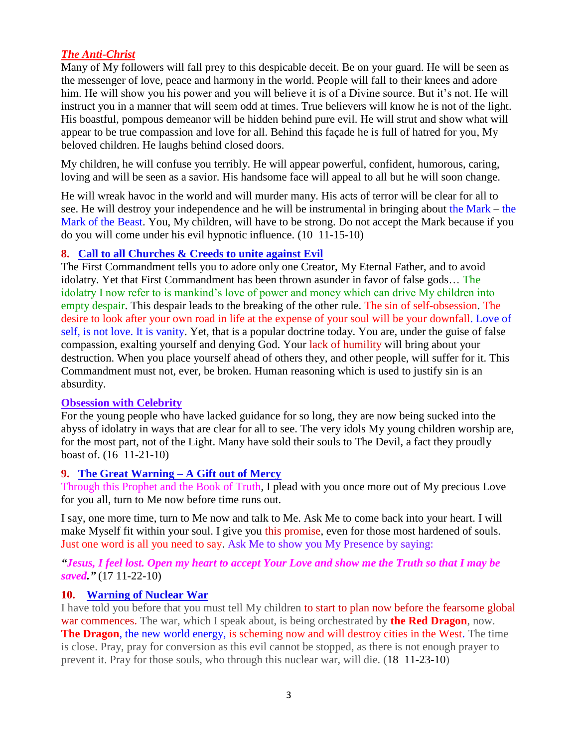***The Anti-Christ***

Many of My followers will fall prey to this despicable deceit. Be on your guard. He will be seen as the messenger of love, peace and harmony in the world. People will fall to their knees and adore him. He will show you his power and you will believe it is of a Divine source. But it's not. He will instruct you in a manner that will seem odd at times. True believers will know he is not of the light. His boastful, pompous demeanor will be hidden behind pure evil. He will strut and show what will appear to be true compassion and love for all. Behind this façade he is full of hatred for you, My beloved children. He laughs behind closed doors.

My children, he will confuse you terribly. He will appear powerful, confident, humorous, caring, loving and will be seen as a savior. His handsome face will appeal to all but he will soon change.

He will wreak havoc in the world and will murder many. His acts of terror will be clear for all to see. He will destroy your independence and he will be instrumental in bringing about the Mark – the Mark of the Beast. You, My children, will have to be strong. Do not accept the Mark because if you do you will come under his evil hypnotic influence. (10 11-15-10)

**8. Call to all Churches & Creeds to unite against Evil**

The First Commandment tells you to adore only one Creator, My Eternal Father, and to avoid idolatry. Yet that First Commandment has been thrown asunder in favor of false gods… The idolatry I now refer to is mankind's love of power and money which can drive My children into empty despair. This despair leads to the breaking of the other rule. The sin of self-obsession. The desire to look after your own road in life at the expense of your soul will be your downfall. Love of self, is not love. It is vanity. Yet, that is a popular doctrine today. You are, under the guise of false compassion, exalting yourself and denying God. Your lack of humility will bring about your destruction. When you place yourself ahead of others they, and other people, will suffer for it. This Commandment must not, ever, be broken. Human reasoning which is used to justify sin is an absurdity.

**Obsession with Celebrity**

For the young people who have lacked guidance for so long, they are now being sucked into the abyss of idolatry in ways that are clear for all to see. The very idols My young children worship are, for the most part, not of the Light. Many have sold their souls to The Devil, a fact they proudly boast of. (16 11-21-10)

**9. The Great Warning – A Gift out of Mercy**

Through this Prophet and the Book of Truth, I plead with you once more out of My precious Love for you all, turn to Me now before time runs out.

I say, one more time, turn to Me now and talk to Me. Ask Me to come back into your heart. I will make Myself fit within your soul. I give you this promise, even for those most hardened of souls. Just one word is all you need to say. Ask Me to show you My Presence by saying:

***"Jesus, I feel lost. Open my heart to accept Your Love and show me the Truth so that I may be saved."*** (17 11-22-10)

**10. Warning of Nuclear War**

I have told you before that you must tell My children to start to plan now before the fearsome global war commences. The war, which I speak about, is being orchestrated by **the Red Dragon**, now. **The Dragon**, the new world energy, is scheming now and will destroy cities in the West. The time is close. Pray, pray for conversion as this evil cannot be stopped, as there is not enough prayer to prevent it. Pray for those souls, who through this nuclear war, will die. (18 11-23-10)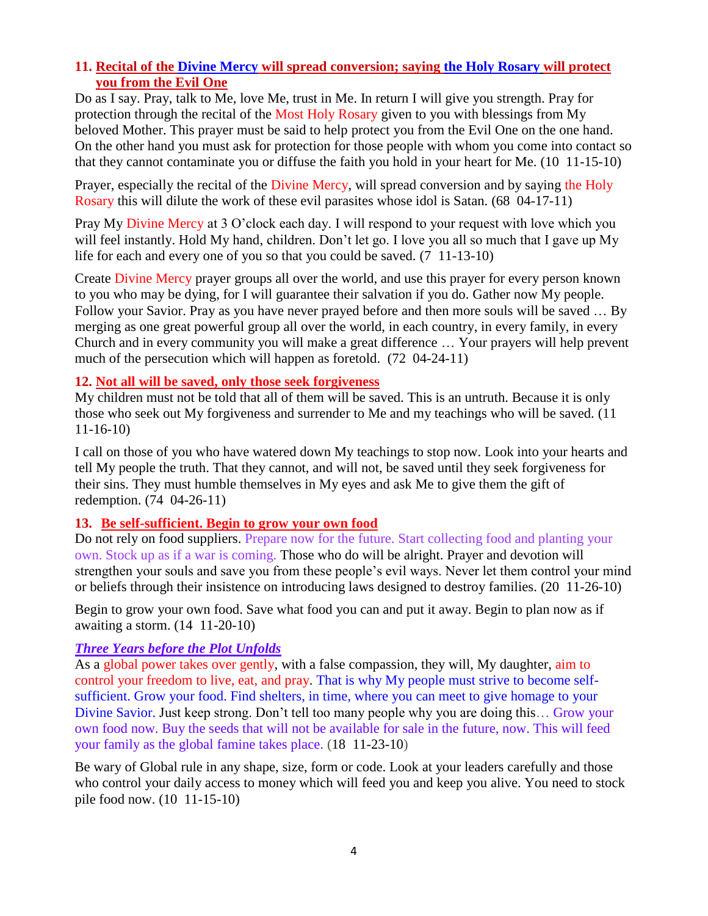### 11. Recital of the Divine Mercy will spread conversion; saying the Holy Rosary will protect you from the Evil One

Do as I say. Pray, talk to Me, love Me, trust in Me. In return I will give you strength. Pray for protection through the recital of the Most Holy Rosary given to you with blessings from My beloved Mother. This prayer must be said to help protect you from the Evil One on the one hand. On the other hand you must ask for protection for those people with whom you come into contact so that they cannot contaminate you or diffuse the faith you hold in your heart for Me. (10 11-15-10)

Prayer, especially the recital of the Divine Mercy, will spread conversion and by saying the Holy Rosary this will dilute the work of these evil parasites whose idol is Satan. (68 04-17-11)

Pray My Divine Mercy at 3 O'clock each day. I will respond to your request with love which you will feel instantly. Hold My hand, children. Don't let go. I love you all so much that I gave up My life for each and every one of you so that you could be saved. (7 11-13-10)

Create Divine Mercy prayer groups all over the world, and use this prayer for every person known to you who may be dying, for I will guarantee their salvation if you do. Gather now My people. Follow your Savior. Pray as you have never prayed before and then more souls will be saved … By merging as one great powerful group all over the world, in each country, in every family, in every Church and in every community you will make a great difference … Your prayers will help prevent much of the persecution which will happen as foretold. (72 04-24-11)

### 12. Not all will be saved, only those seek forgiveness

My children must not be told that all of them will be saved. This is an untruth. Because it is only those who seek out My forgiveness and surrender to Me and my teachings who will be saved. (11 11-16-10)

I call on those of you who have watered down My teachings to stop now. Look into your hearts and tell My people the truth. That they cannot, and will not, be saved until they seek forgiveness for their sins. They must humble themselves in My eyes and ask Me to give them the gift of redemption. (74 04-26-11)

### 13. Be self-sufficient. Begin to grow your own food

Do not rely on food suppliers. Prepare now for the future. Start collecting food and planting your own. Stock up as if a war is coming. Those who do will be alright. Prayer and devotion will strengthen your souls and save you from these people's evil ways. Never let them control your mind or beliefs through their insistence on introducing laws designed to destroy families. (20 11-26-10)

Begin to grow your own food. Save what food you can and put it away. Begin to plan now as if awaiting a storm. (14 11-20-10)

***Three Years before the Plot Unfolds***

As a global power takes over gently, with a false compassion, they will, My daughter, aim to control your freedom to live, eat, and pray. That is why My people must strive to become self-sufficient. Grow your food. Find shelters, in time, where you can meet to give homage to your Divine Savior. Just keep strong. Don't tell too many people why you are doing this… Grow your own food now. Buy the seeds that will not be available for sale in the future, now. This will feed your family as the global famine takes place. (18 11-23-10)

Be wary of Global rule in any shape, size, form or code. Look at your leaders carefully and those who control your daily access to money which will feed you and keep you alive. You need to stock pile food now. (10 11-15-10)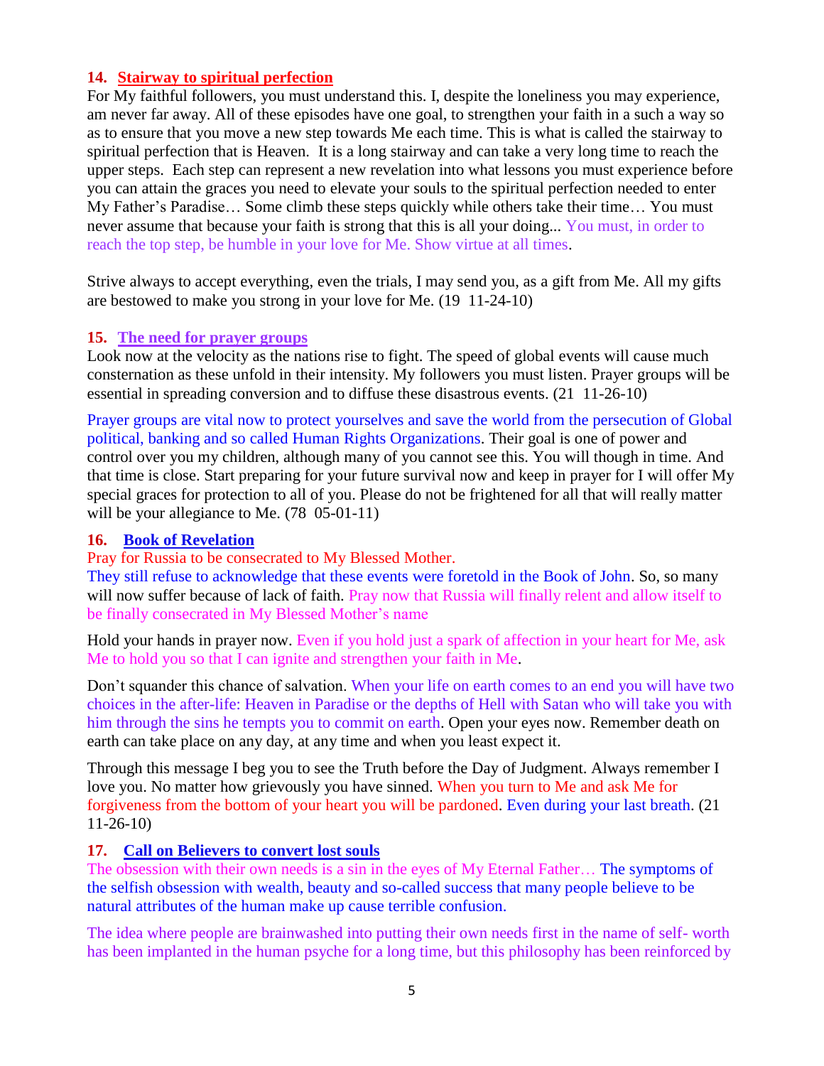### 14. Stairway to spiritual perfection

For My faithful followers, you must understand this. I, despite the loneliness you may experience, am never far away. All of these episodes have one goal, to strengthen your faith in a such a way so as to ensure that you move a new step towards Me each time. This is what is called the stairway to spiritual perfection that is Heaven. It is a long stairway and can take a very long time to reach the upper steps. Each step can represent a new revelation into what lessons you must experience before you can attain the graces you need to elevate your souls to the spiritual perfection needed to enter My Father's Paradise… Some climb these steps quickly while others take their time… You must never assume that because your faith is strong that this is all your doing... You must, in order to reach the top step, be humble in your love for Me. Show virtue at all times.

Strive always to accept everything, even the trials, I may send you, as a gift from Me. All my gifts are bestowed to make you strong in your love for Me. (19 11-24-10)

### 15. The need for prayer groups

Look now at the velocity as the nations rise to fight. The speed of global events will cause much consternation as these unfold in their intensity. My followers you must listen. Prayer groups will be essential in spreading conversion and to diffuse these disastrous events. (21 11-26-10)

Prayer groups are vital now to protect yourselves and save the world from the persecution of Global political, banking and so called Human Rights Organizations. Their goal is one of power and control over you my children, although many of you cannot see this. You will though in time. And that time is close. Start preparing for your future survival now and keep in prayer for I will offer My special graces for protection to all of you. Please do not be frightened for all that will really matter will be your allegiance to Me. (78 05-01-11)

### 16. Book of Revelation

Pray for Russia to be consecrated to My Blessed Mother.

They still refuse to acknowledge that these events were foretold in the Book of John. So, so many will now suffer because of lack of faith. Pray now that Russia will finally relent and allow itself to be finally consecrated in My Blessed Mother's name

Hold your hands in prayer now. Even if you hold just a spark of affection in your heart for Me, ask Me to hold you so that I can ignite and strengthen your faith in Me.

Don't squander this chance of salvation. When your life on earth comes to an end you will have two choices in the after-life: Heaven in Paradise or the depths of Hell with Satan who will take you with him through the sins he tempts you to commit on earth. Open your eyes now. Remember death on earth can take place on any day, at any time and when you least expect it.

Through this message I beg you to see the Truth before the Day of Judgment. Always remember I love you. No matter how grievously you have sinned. When you turn to Me and ask Me for forgiveness from the bottom of your heart you will be pardoned. Even during your last breath. (21 11-26-10)

### 17. Call on Believers to convert lost souls

The obsession with their own needs is a sin in the eyes of My Eternal Father… The symptoms of the selfish obsession with wealth, beauty and so-called success that many people believe to be natural attributes of the human make up cause terrible confusion.

The idea where people are brainwashed into putting their own needs first in the name of self- worth has been implanted in the human psyche for a long time, but this philosophy has been reinforced by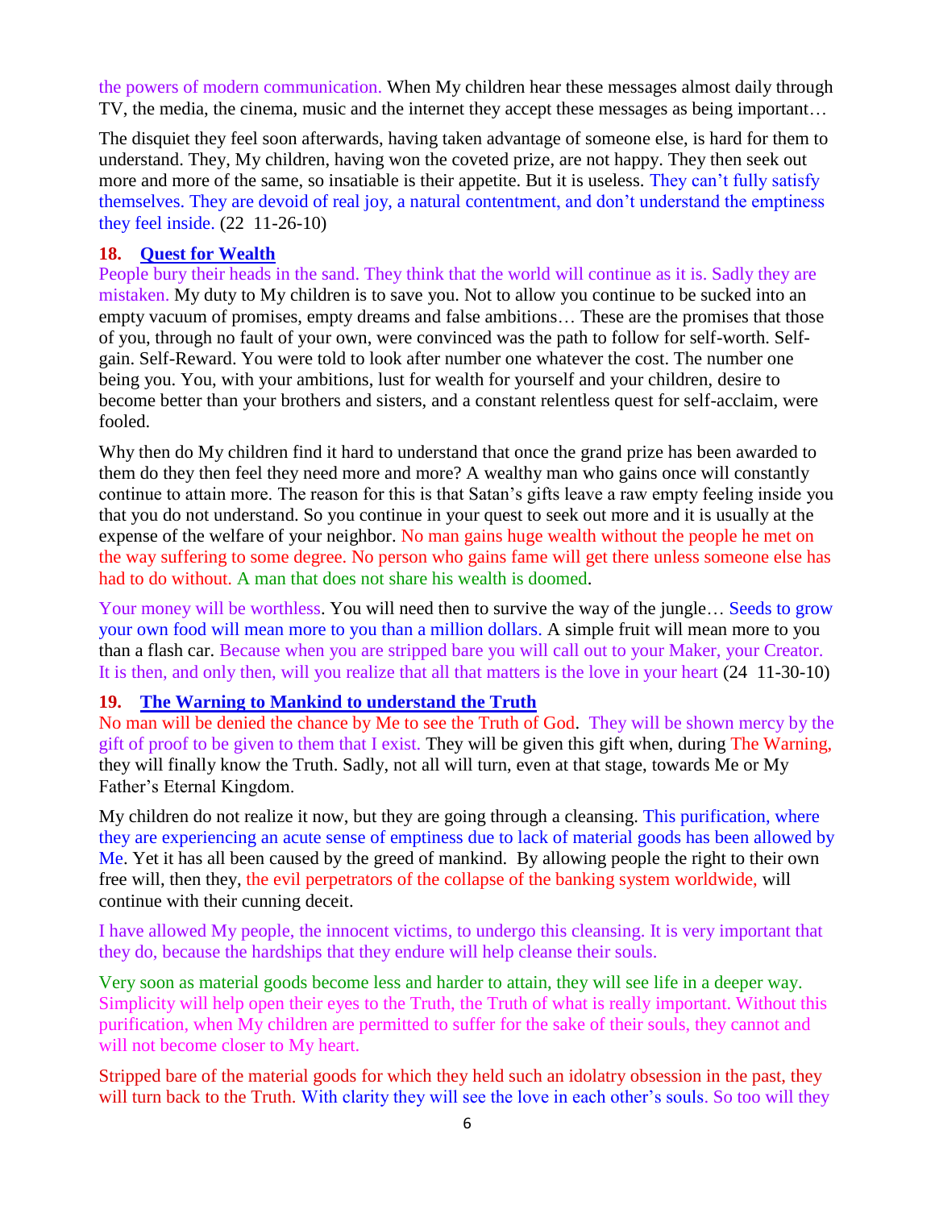the powers of modern communication. When My children hear these messages almost daily through TV, the media, the cinema, music and the internet they accept these messages as being important…

The disquiet they feel soon afterwards, having taken advantage of someone else, is hard for them to understand. They, My children, having won the coveted prize, are not happy. They then seek out more and more of the same, so insatiable is their appetite. But it is useless. They can't fully satisfy themselves. They are devoid of real joy, a natural contentment, and don't understand the emptiness they feel inside. (22 11-26-10)

### 18. Quest for Wealth

People bury their heads in the sand. They think that the world will continue as it is. Sadly they are mistaken. My duty to My children is to save you. Not to allow you continue to be sucked into an empty vacuum of promises, empty dreams and false ambitions… These are the promises that those of you, through no fault of your own, were convinced was the path to follow for self-worth. Self-gain. Self-Reward. You were told to look after number one whatever the cost. The number one being you. You, with your ambitions, lust for wealth for yourself and your children, desire to become better than your brothers and sisters, and a constant relentless quest for self-acclaim, were fooled.

Why then do My children find it hard to understand that once the grand prize has been awarded to them do they then feel they need more and more? A wealthy man who gains once will constantly continue to attain more. The reason for this is that Satan's gifts leave a raw empty feeling inside you that you do not understand. So you continue in your quest to seek out more and it is usually at the expense of the welfare of your neighbor. No man gains huge wealth without the people he met on the way suffering to some degree. No person who gains fame will get there unless someone else has had to do without. A man that does not share his wealth is doomed.

Your money will be worthless. You will need then to survive the way of the jungle… Seeds to grow your own food will mean more to you than a million dollars. A simple fruit will mean more to you than a flash car. Because when you are stripped bare you will call out to your Maker, your Creator. It is then, and only then, will you realize that all that matters is the love in your heart (24 11-30-10)

### 19. The Warning to Mankind to understand the Truth

No man will be denied the chance by Me to see the Truth of God. They will be shown mercy by the gift of proof to be given to them that I exist. They will be given this gift when, during The Warning, they will finally know the Truth. Sadly, not all will turn, even at that stage, towards Me or My Father's Eternal Kingdom.

My children do not realize it now, but they are going through a cleansing. This purification, where they are experiencing an acute sense of emptiness due to lack of material goods has been allowed by Me. Yet it has all been caused by the greed of mankind. By allowing people the right to their own free will, then they, the evil perpetrators of the collapse of the banking system worldwide, will continue with their cunning deceit.

I have allowed My people, the innocent victims, to undergo this cleansing. It is very important that they do, because the hardships that they endure will help cleanse their souls.

Very soon as material goods become less and harder to attain, they will see life in a deeper way. Simplicity will help open their eyes to the Truth, the Truth of what is really important. Without this purification, when My children are permitted to suffer for the sake of their souls, they cannot and will not become closer to My heart.

Stripped bare of the material goods for which they held such an idolatry obsession in the past, they will turn back to the Truth. With clarity they will see the love in each other's souls. So too will they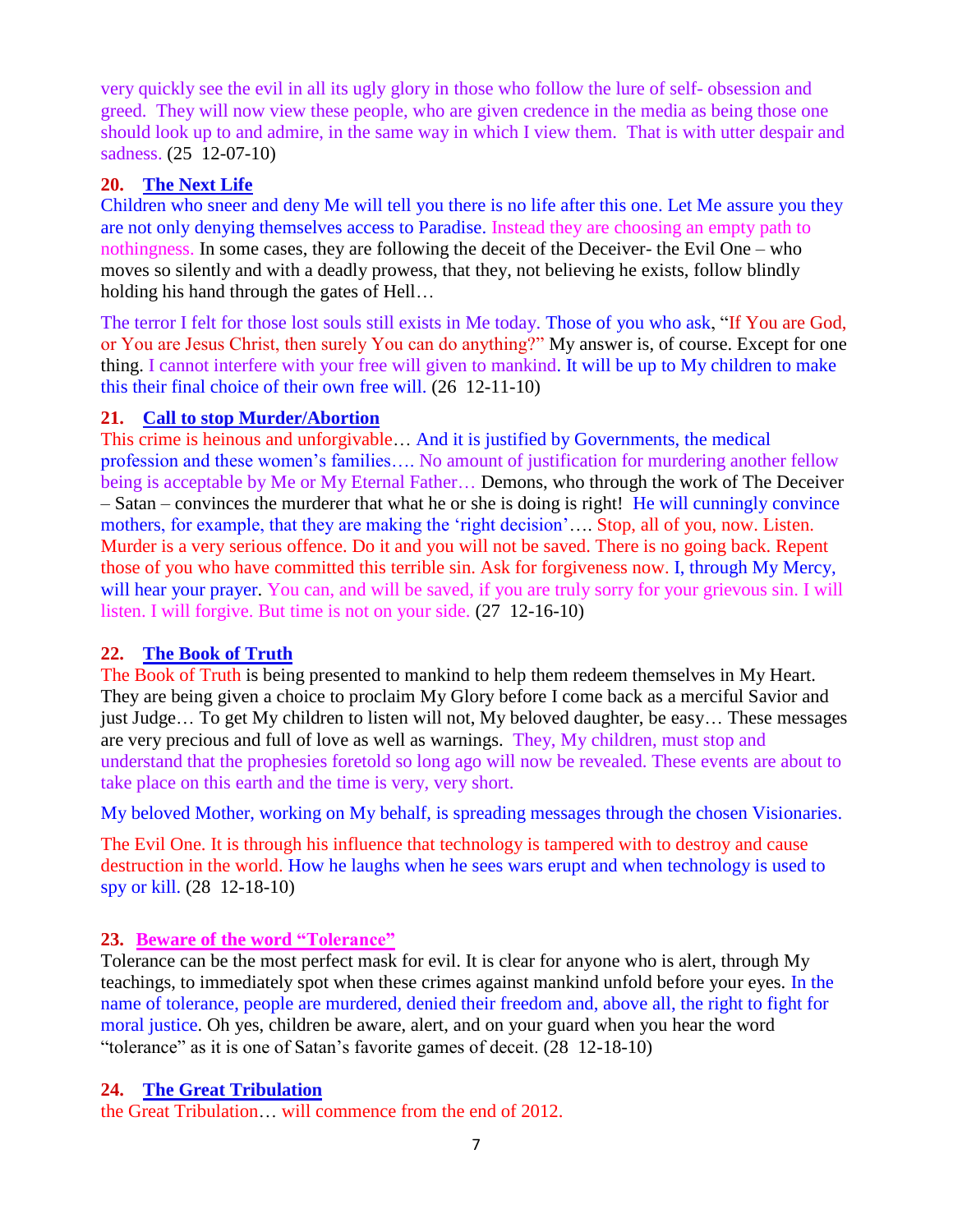very quickly see the evil in all its ugly glory in those who follow the lure of self- obsession and greed. They will now view these people, who are given credence in the media as being those one should look up to and admire, in the same way in which I view them. That is with utter despair and sadness. (25 12-07-10)

### 20. The Next Life

Children who sneer and deny Me will tell you there is no life after this one. Let Me assure you they are not only denying themselves access to Paradise. Instead they are choosing an empty path to nothingness. In some cases, they are following the deceit of the Deceiver- the Evil One – who moves so silently and with a deadly prowess, that they, not believing he exists, follow blindly holding his hand through the gates of Hell…

The terror I felt for those lost souls still exists in Me today. Those of you who ask, "If You are God, or You are Jesus Christ, then surely You can do anything?" My answer is, of course. Except for one thing. I cannot interfere with your free will given to mankind. It will be up to My children to make this their final choice of their own free will. (26 12-11-10)

### 21. Call to stop Murder/Abortion

This crime is heinous and unforgivable… And it is justified by Governments, the medical profession and these women's families…. No amount of justification for murdering another fellow being is acceptable by Me or My Eternal Father… Demons, who through the work of The Deceiver – Satan – convinces the murderer that what he or she is doing is right! He will cunningly convince mothers, for example, that they are making the 'right decision'…. Stop, all of you, now. Listen. Murder is a very serious offence. Do it and you will not be saved. There is no going back. Repent those of you who have committed this terrible sin. Ask for forgiveness now. I, through My Mercy, will hear your prayer. You can, and will be saved, if you are truly sorry for your grievous sin. I will listen. I will forgive. But time is not on your side. (27 12-16-10)

### 22. The Book of Truth

The Book of Truth is being presented to mankind to help them redeem themselves in My Heart. They are being given a choice to proclaim My Glory before I come back as a merciful Savior and just Judge… To get My children to listen will not, My beloved daughter, be easy… These messages are very precious and full of love as well as warnings. They, My children, must stop and understand that the prophesies foretold so long ago will now be revealed. These events are about to take place on this earth and the time is very, very short.

My beloved Mother, working on My behalf, is spreading messages through the chosen Visionaries.

The Evil One. It is through his influence that technology is tampered with to destroy and cause destruction in the world. How he laughs when he sees wars erupt and when technology is used to spy or kill. (28 12-18-10)

### 23. Beware of the word "Tolerance"

Tolerance can be the most perfect mask for evil. It is clear for anyone who is alert, through My teachings, to immediately spot when these crimes against mankind unfold before your eyes. In the name of tolerance, people are murdered, denied their freedom and, above all, the right to fight for moral justice. Oh yes, children be aware, alert, and on your guard when you hear the word "tolerance" as it is one of Satan's favorite games of deceit. (28 12-18-10)

### 24. The Great Tribulation

the Great Tribulation… will commence from the end of 2012.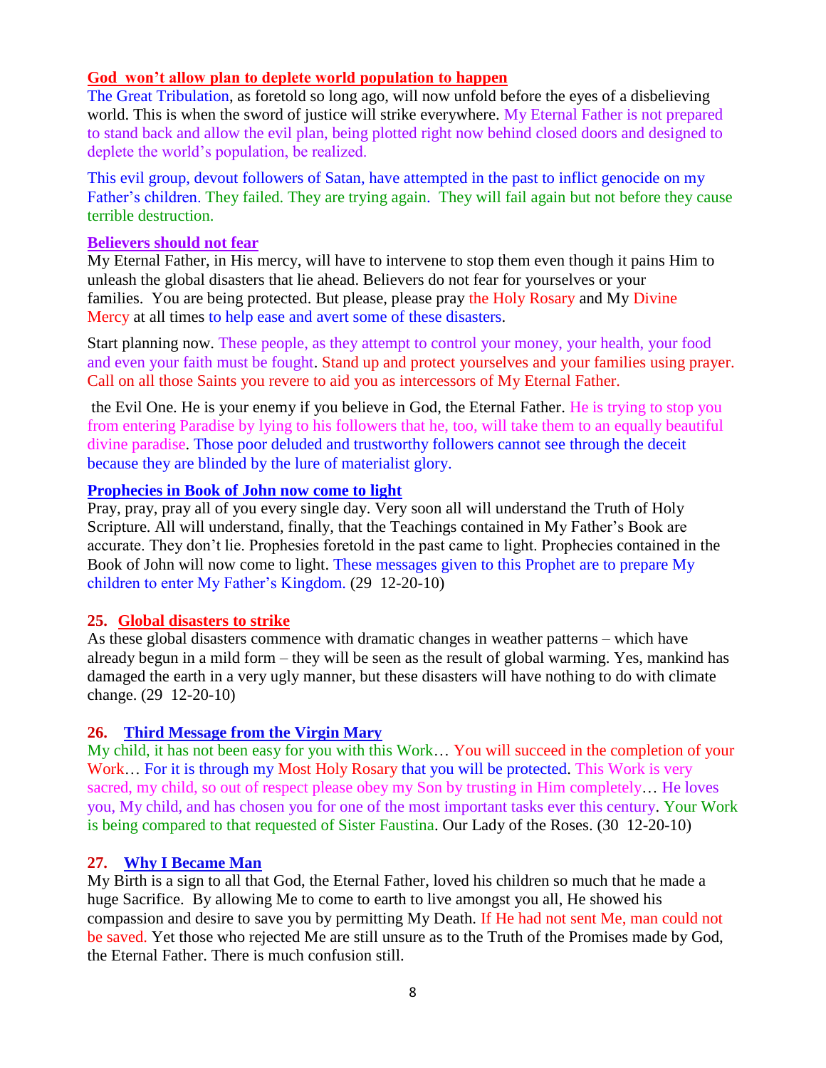**God won't allow plan to deplete world population to happen**

The Great Tribulation, as foretold so long ago, will now unfold before the eyes of a disbelieving world. This is when the sword of justice will strike everywhere. My Eternal Father is not prepared to stand back and allow the evil plan, being plotted right now behind closed doors and designed to deplete the world's population, be realized.

This evil group, devout followers of Satan, have attempted in the past to inflict genocide on my Father's children. They failed. They are trying again. They will fail again but not before they cause terrible destruction.

**Believers should not fear**

My Eternal Father, in His mercy, will have to intervene to stop them even though it pains Him to unleash the global disasters that lie ahead. Believers do not fear for yourselves or your families. You are being protected. But please, please pray the Holy Rosary and My Divine Mercy at all times to help ease and avert some of these disasters.

Start planning now. These people, as they attempt to control your money, your health, your food and even your faith must be fought. Stand up and protect yourselves and your families using prayer. Call on all those Saints you revere to aid you as intercessors of My Eternal Father.

the Evil One. He is your enemy if you believe in God, the Eternal Father. He is trying to stop you from entering Paradise by lying to his followers that he, too, will take them to an equally beautiful divine paradise. Those poor deluded and trustworthy followers cannot see through the deceit because they are blinded by the lure of materialist glory.

**Prophecies in Book of John now come to light**

Pray, pray, pray all of you every single day. Very soon all will understand the Truth of Holy Scripture. All will understand, finally, that the Teachings contained in My Father's Book are accurate. They don't lie. Prophesies foretold in the past came to light. Prophecies contained in the Book of John will now come to light. These messages given to this Prophet are to prepare My children to enter My Father's Kingdom. (29 12-20-10)

**25. Global disasters to strike**

As these global disasters commence with dramatic changes in weather patterns – which have already begun in a mild form – they will be seen as the result of global warming. Yes, mankind has damaged the earth in a very ugly manner, but these disasters will have nothing to do with climate change. (29 12-20-10)

**26. Third Message from the Virgin Mary**

My child, it has not been easy for you with this Work… You will succeed in the completion of your Work… For it is through my Most Holy Rosary that you will be protected. This Work is very sacred, my child, so out of respect please obey my Son by trusting in Him completely… He loves you, My child, and has chosen you for one of the most important tasks ever this century. Your Work is being compared to that requested of Sister Faustina. Our Lady of the Roses. (30 12-20-10)

**27. Why I Became Man**

My Birth is a sign to all that God, the Eternal Father, loved his children so much that he made a huge Sacrifice. By allowing Me to come to earth to live amongst you all, He showed his compassion and desire to save you by permitting My Death. If He had not sent Me, man could not be saved. Yet those who rejected Me are still unsure as to the Truth of the Promises made by God, the Eternal Father. There is much confusion still.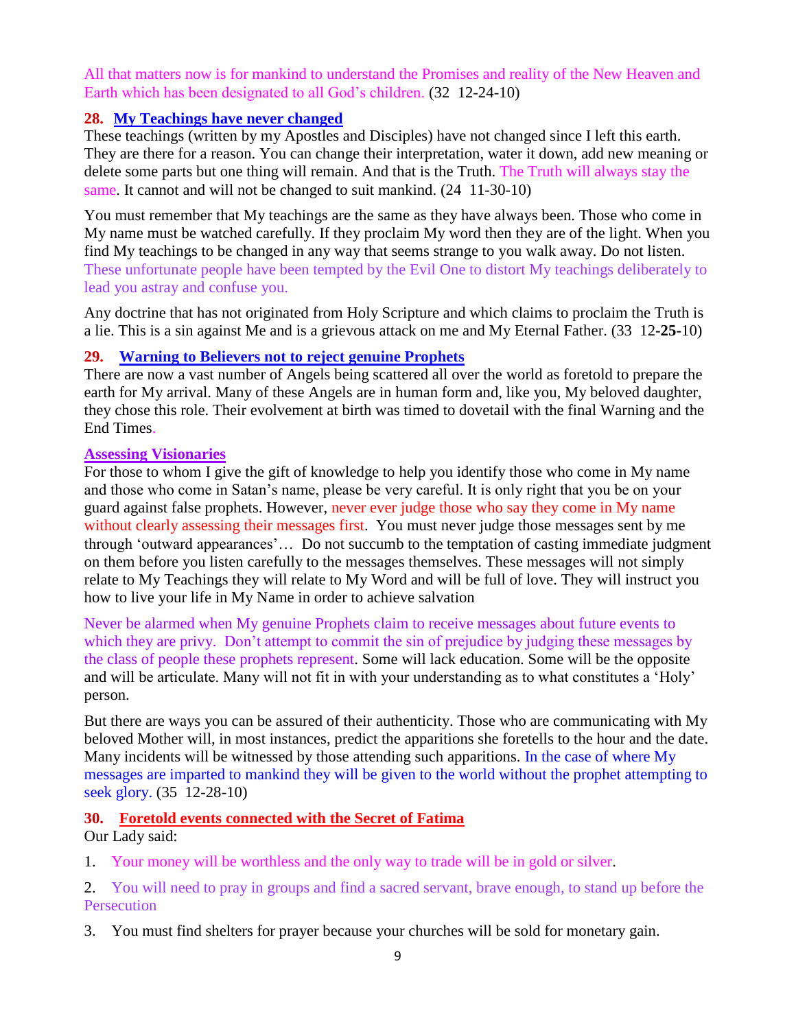All that matters now is for mankind to understand the Promises and reality of the New Heaven and Earth which has been designated to all God's children. (32 12-24-10)

### 28. My Teachings have never changed

These teachings (written by my Apostles and Disciples) have not changed since I left this earth. They are there for a reason. You can change their interpretation, water it down, add new meaning or delete some parts but one thing will remain. And that is the Truth. The Truth will always stay the same. It cannot and will not be changed to suit mankind. (24 11-30-10)

You must remember that My teachings are the same as they have always been. Those who come in My name must be watched carefully. If they proclaim My word then they are of the light. When you find My teachings to be changed in any way that seems strange to you walk away. Do not listen. These unfortunate people have been tempted by the Evil One to distort My teachings deliberately to lead you astray and confuse you.

Any doctrine that has not originated from Holy Scripture and which claims to proclaim the Truth is a lie. This is a sin against Me and is a grievous attack on me and My Eternal Father. (33 12-**25**-10)

### 29. Warning to Believers not to reject genuine Prophets

There are now a vast number of Angels being scattered all over the world as foretold to prepare the earth for My arrival. Many of these Angels are in human form and, like you, My beloved daughter, they chose this role. Their evolvement at birth was timed to dovetail with the final Warning and the End Times.

#### Assessing Visionaries

For those to whom I give the gift of knowledge to help you identify those who come in My name and those who come in Satan's name, please be very careful. It is only right that you be on your guard against false prophets. However, never ever judge those who say they come in My name without clearly assessing their messages first. You must never judge those messages sent by me through 'outward appearances'… Do not succumb to the temptation of casting immediate judgment on them before you listen carefully to the messages themselves. These messages will not simply relate to My Teachings they will relate to My Word and will be full of love. They will instruct you how to live your life in My Name in order to achieve salvation

Never be alarmed when My genuine Prophets claim to receive messages about future events to which they are privy. Don't attempt to commit the sin of prejudice by judging these messages by the class of people these prophets represent. Some will lack education. Some will be the opposite and will be articulate. Many will not fit in with your understanding as to what constitutes a 'Holy' person.

But there are ways you can be assured of their authenticity. Those who are communicating with My beloved Mother will, in most instances, predict the apparitions she foretells to the hour and the date. Many incidents will be witnessed by those attending such apparitions. In the case of where My messages are imparted to mankind they will be given to the world without the prophet attempting to seek glory. (35 12-28-10)

### 30. Foretold events connected with the Secret of Fatima

Our Lady said:

1. Your money will be worthless and the only way to trade will be in gold or silver.
2. You will need to pray in groups and find a sacred servant, brave enough, to stand up before the Persecution
3. You must find shelters for prayer because your churches will be sold for monetary gain.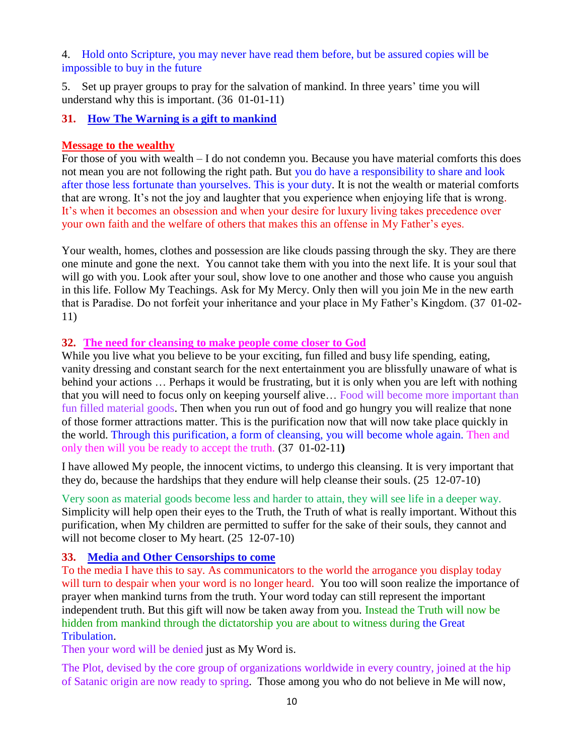4. Hold onto Scripture, you may never have read them before, but be assured copies will be impossible to buy in the future

5. Set up prayer groups to pray for the salvation of mankind. In three years' time you will understand why this is important. (36 01-01-11)

### 31. How The Warning is a gift to mankind

**Message to the wealthy**

For those of you with wealth – I do not condemn you. Because you have material comforts this does not mean you are not following the right path. But you do have a responsibility to share and look after those less fortunate than yourselves. This is your duty. It is not the wealth or material comforts that are wrong. It's not the joy and laughter that you experience when enjoying life that is wrong. It's when it becomes an obsession and when your desire for luxury living takes precedence over your own faith and the welfare of others that makes this an offense in My Father's eyes.

Your wealth, homes, clothes and possession are like clouds passing through the sky. They are there one minute and gone the next. You cannot take them with you into the next life. It is your soul that will go with you. Look after your soul, show love to one another and those who cause you anguish in this life. Follow My Teachings. Ask for My Mercy. Only then will you join Me in the new earth that is Paradise. Do not forfeit your inheritance and your place in My Father's Kingdom. (37 01-02-11)

### 32. The need for cleansing to make people come closer to God

While you live what you believe to be your exciting, fun filled and busy life spending, eating, vanity dressing and constant search for the next entertainment you are blissfully unaware of what is behind your actions … Perhaps it would be frustrating, but it is only when you are left with nothing that you will need to focus only on keeping yourself alive… Food will become more important than fun filled material goods. Then when you run out of food and go hungry you will realize that none of those former attractions matter. This is the purification now that will now take place quickly in the world. Through this purification, a form of cleansing, you will become whole again. Then and only then will you be ready to accept the truth. (37 01-02-11**)**

I have allowed My people, the innocent victims, to undergo this cleansing. It is very important that they do, because the hardships that they endure will help cleanse their souls. (25 12-07-10)

Very soon as material goods become less and harder to attain, they will see life in a deeper way. Simplicity will help open their eyes to the Truth, the Truth of what is really important. Without this purification, when My children are permitted to suffer for the sake of their souls, they cannot and will not become closer to My heart. (25 12-07-10)

### 33. Media and Other Censorships to come

To the media I have this to say. As communicators to the world the arrogance you display today will turn to despair when your word is no longer heard. You too will soon realize the importance of prayer when mankind turns from the truth. Your word today can still represent the important independent truth. But this gift will now be taken away from you. Instead the Truth will now be hidden from mankind through the dictatorship you are about to witness during the Great Tribulation.
Then your word will be denied just as My Word is.

The Plot, devised by the core group of organizations worldwide in every country, joined at the hip of Satanic origin are now ready to spring. Those among you who do not believe in Me will now,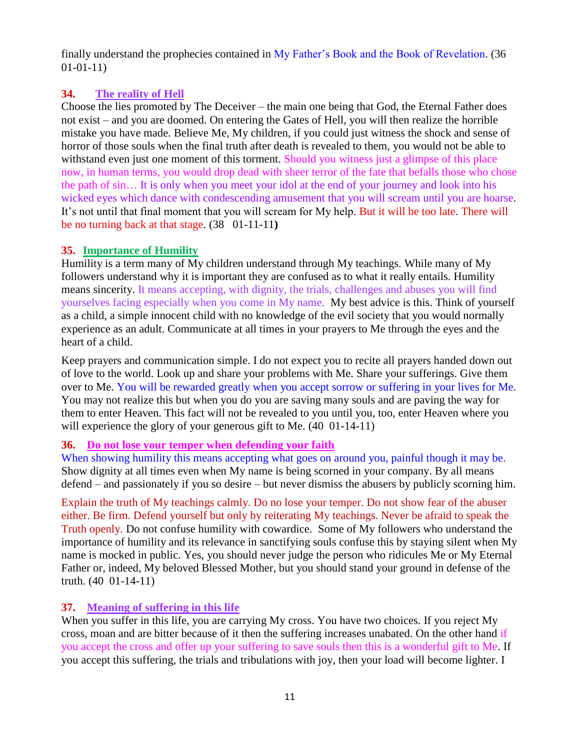finally understand the prophecies contained in My Father's Book and the Book of Revelation. (36 01-01-11)

### 34. The reality of Hell

Choose the lies promoted by The Deceiver – the main one being that God, the Eternal Father does not exist – and you are doomed. On entering the Gates of Hell, you will then realize the horrible mistake you have made. Believe Me, My children, if you could just witness the shock and sense of horror of those souls when the final truth after death is revealed to them, you would not be able to withstand even just one moment of this torment. Should you witness just a glimpse of this place now, in human terms, you would drop dead with sheer terror of the fate that befalls those who chose the path of sin… It is only when you meet your idol at the end of your journey and look into his wicked eyes which dance with condescending amusement that you will scream until you are hoarse. It's not until that final moment that you will scream for My help. But it will be too late. There will be no turning back at that stage. (38 01-11-11**)**

### 35. Importance of Humility

Humility is a term many of My children understand through My teachings. While many of My followers understand why it is important they are confused as to what it really entails. Humility means sincerity. It means accepting, with dignity, the trials, challenges and abuses you will find yourselves facing especially when you come in My name. My best advice is this. Think of yourself as a child, a simple innocent child with no knowledge of the evil society that you would normally experience as an adult. Communicate at all times in your prayers to Me through the eyes and the heart of a child.

Keep prayers and communication simple. I do not expect you to recite all prayers handed down out of love to the world. Look up and share your problems with Me. Share your sufferings. Give them over to Me. You will be rewarded greatly when you accept sorrow or suffering in your lives for Me. You may not realize this but when you do you are saving many souls and are paving the way for them to enter Heaven. This fact will not be revealed to you until you, too, enter Heaven where you will experience the glory of your generous gift to Me. (40 01-14-11)

### 36. Do not lose your temper when defending your faith

When showing humility this means accepting what goes on around you, painful though it may be. Show dignity at all times even when My name is being scorned in your company. By all means defend – and passionately if you so desire – but never dismiss the abusers by publicly scorning him.

Explain the truth of My teachings calmly. Do no lose your temper. Do not show fear of the abuser either. Be firm. Defend yourself but only by reiterating My teachings. Never be afraid to speak the Truth openly. Do not confuse humility with cowardice. Some of My followers who understand the importance of humility and its relevance in sanctifying souls confuse this by staying silent when My name is mocked in public. Yes, you should never judge the person who ridicules Me or My Eternal Father or, indeed, My beloved Blessed Mother, but you should stand your ground in defense of the truth. (40 01-14-11)

### 37. Meaning of suffering in this life

When you suffer in this life, you are carrying My cross. You have two choices. If you reject My cross, moan and are bitter because of it then the suffering increases unabated. On the other hand if you accept the cross and offer up your suffering to save souls then this is a wonderful gift to Me. If you accept this suffering, the trials and tribulations with joy, then your load will become lighter. I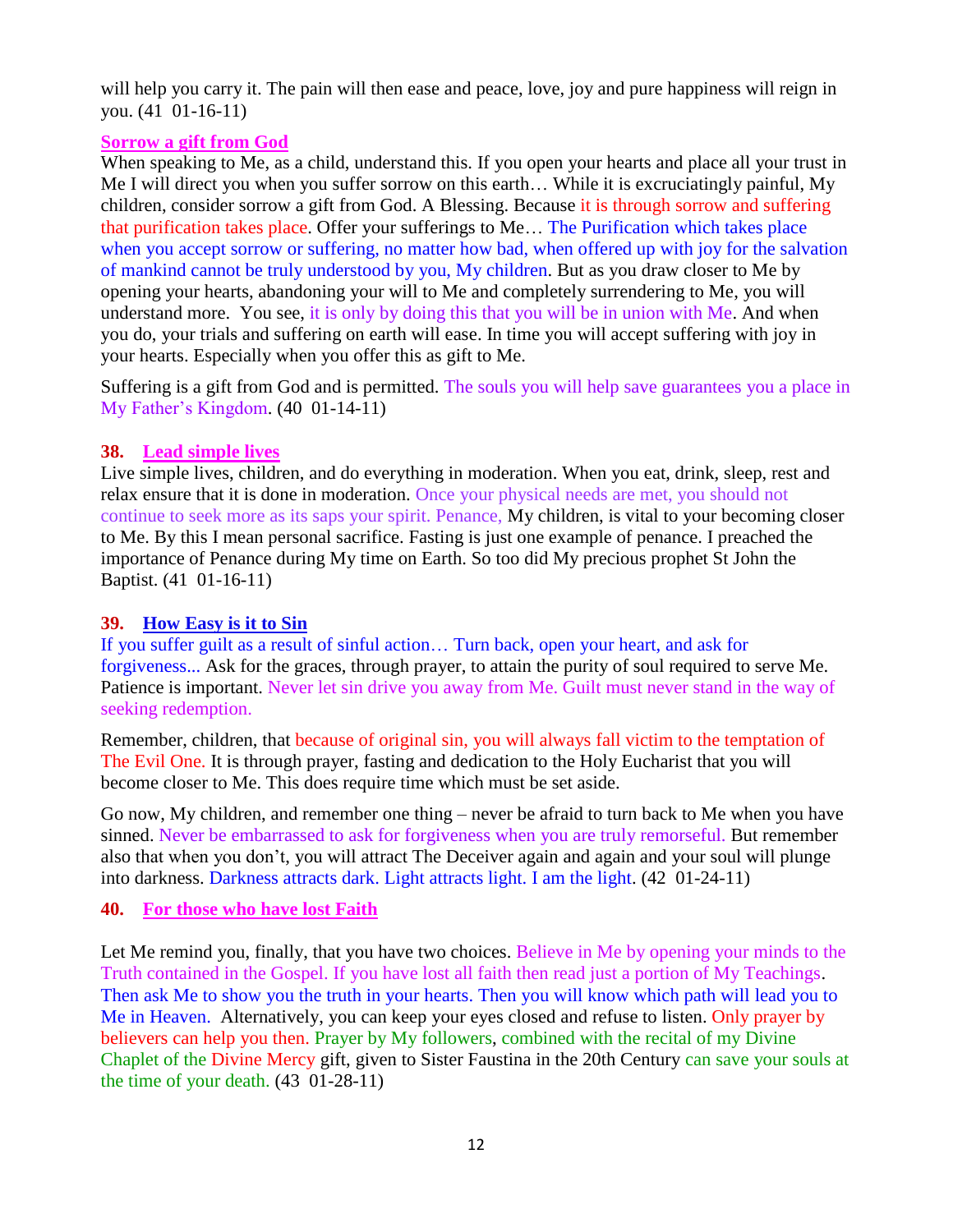will help you carry it. The pain will then ease and peace, love, joy and pure happiness will reign in you. (41 01-16-11)

**Sorrow a gift from God**

When speaking to Me, as a child, understand this. If you open your hearts and place all your trust in Me I will direct you when you suffer sorrow on this earth… While it is excruciatingly painful, My children, consider sorrow a gift from God. A Blessing. Because it is through sorrow and suffering that purification takes place. Offer your sufferings to Me… The Purification which takes place when you accept sorrow or suffering, no matter how bad, when offered up with joy for the salvation of mankind cannot be truly understood by you, My children. But as you draw closer to Me by opening your hearts, abandoning your will to Me and completely surrendering to Me, you will understand more. You see, it is only by doing this that you will be in union with Me. And when you do, your trials and suffering on earth will ease. In time you will accept suffering with joy in your hearts. Especially when you offer this as gift to Me.

Suffering is a gift from God and is permitted. The souls you will help save guarantees you a place in My Father's Kingdom. (40 01-14-11)

## 38. Lead simple lives

Live simple lives, children, and do everything in moderation. When you eat, drink, sleep, rest and relax ensure that it is done in moderation. Once your physical needs are met, you should not continue to seek more as its saps your spirit. Penance, My children, is vital to your becoming closer to Me. By this I mean personal sacrifice. Fasting is just one example of penance. I preached the importance of Penance during My time on Earth. So too did My precious prophet St John the Baptist. (41 01-16-11)

## 39. How Easy is it to Sin

If you suffer guilt as a result of sinful action… Turn back, open your heart, and ask for forgiveness... Ask for the graces, through prayer, to attain the purity of soul required to serve Me. Patience is important. Never let sin drive you away from Me. Guilt must never stand in the way of seeking redemption.

Remember, children, that because of original sin, you will always fall victim to the temptation of The Evil One. It is through prayer, fasting and dedication to the Holy Eucharist that you will become closer to Me. This does require time which must be set aside.

Go now, My children, and remember one thing – never be afraid to turn back to Me when you have sinned. Never be embarrassed to ask for forgiveness when you are truly remorseful. But remember also that when you don't, you will attract The Deceiver again and again and your soul will plunge into darkness. Darkness attracts dark. Light attracts light. I am the light. (42 01-24-11)

## 40. For those who have lost Faith

Let Me remind you, finally, that you have two choices. Believe in Me by opening your minds to the Truth contained in the Gospel. If you have lost all faith then read just a portion of My Teachings. Then ask Me to show you the truth in your hearts. Then you will know which path will lead you to Me in Heaven. Alternatively, you can keep your eyes closed and refuse to listen. Only prayer by believers can help you then. Prayer by My followers, combined with the recital of my Divine Chaplet of the Divine Mercy gift, given to Sister Faustina in the 20th Century can save your souls at the time of your death. (43 01-28-11)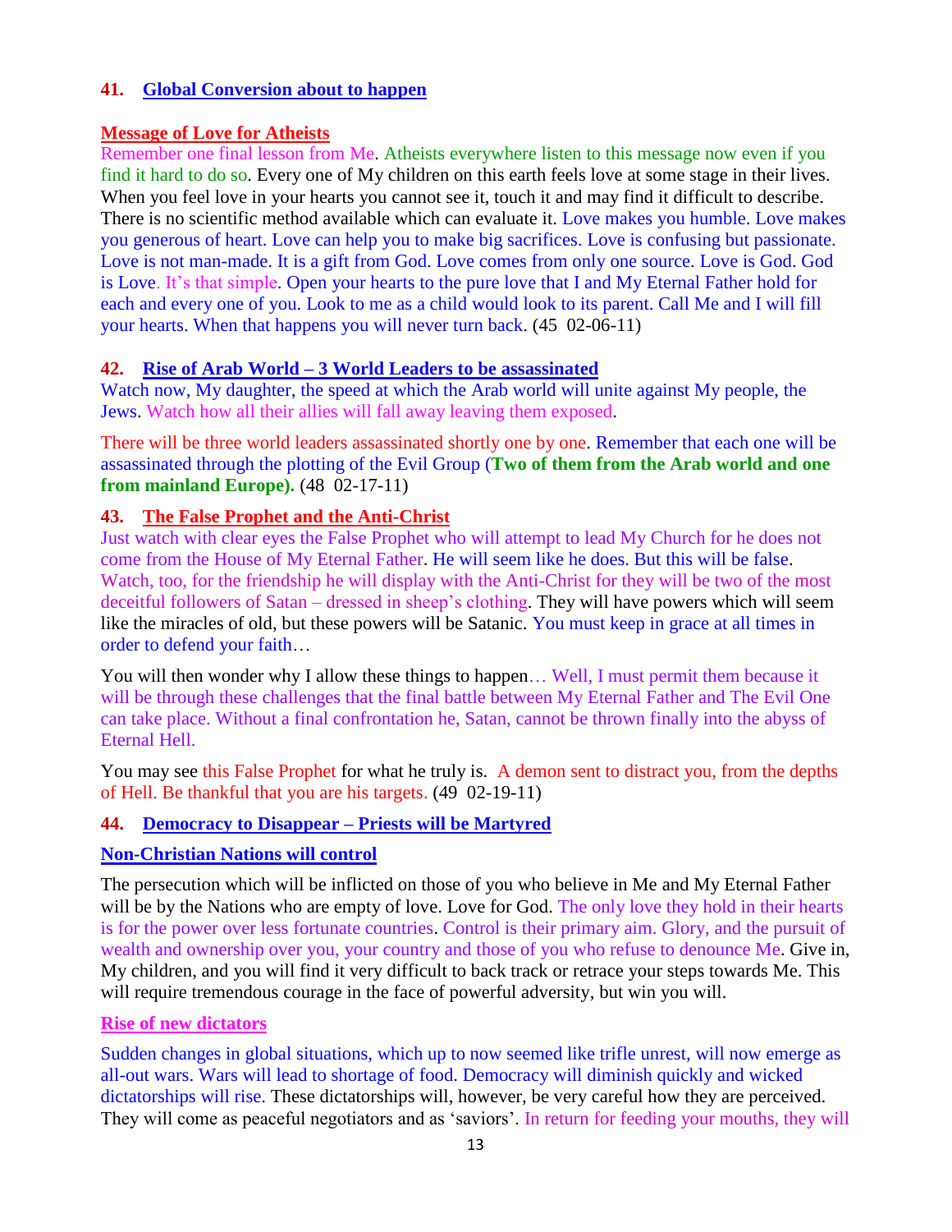### 41. Global Conversion about to happen

**Message of Love for Atheists**

Remember one final lesson from Me. Atheists everywhere listen to this message now even if you find it hard to do so. Every one of My children on this earth feels love at some stage in their lives. When you feel love in your hearts you cannot see it, touch it and may find it difficult to describe. There is no scientific method available which can evaluate it. Love makes you humble. Love makes you generous of heart. Love can help you to make big sacrifices. Love is confusing but passionate. Love is not man-made. It is a gift from God. Love comes from only one source. Love is God. God is Love. It's that simple. Open your hearts to the pure love that I and My Eternal Father hold for each and every one of you. Look to me as a child would look to its parent. Call Me and I will fill your hearts. When that happens you will never turn back. (45 02-06-11)

### 42. Rise of Arab World – 3 World Leaders to be assassinated

Watch now, My daughter, the speed at which the Arab world will unite against My people, the Jews. Watch how all their allies will fall away leaving them exposed.

There will be three world leaders assassinated shortly one by one. Remember that each one will be assassinated through the plotting of the Evil Group (**Two of them from the Arab world and one from mainland Europe).** (48 02-17-11)

### 43. The False Prophet and the Anti-Christ

Just watch with clear eyes the False Prophet who will attempt to lead My Church for he does not come from the House of My Eternal Father. He will seem like he does. But this will be false. Watch, too, for the friendship he will display with the Anti-Christ for they will be two of the most deceitful followers of Satan – dressed in sheep's clothing. They will have powers which will seem like the miracles of old, but these powers will be Satanic. You must keep in grace at all times in order to defend your faith…

You will then wonder why I allow these things to happen… Well, I must permit them because it will be through these challenges that the final battle between My Eternal Father and The Evil One can take place. Without a final confrontation he, Satan, cannot be thrown finally into the abyss of Eternal Hell.

You may see this False Prophet for what he truly is. A demon sent to distract you, from the depths of Hell. Be thankful that you are his targets. (49 02-19-11)

### 44. Democracy to Disappear – Priests will be Martyred

**Non-Christian Nations will control**

The persecution which will be inflicted on those of you who believe in Me and My Eternal Father will be by the Nations who are empty of love. Love for God. The only love they hold in their hearts is for the power over less fortunate countries. Control is their primary aim. Glory, and the pursuit of wealth and ownership over you, your country and those of you who refuse to denounce Me. Give in, My children, and you will find it very difficult to back track or retrace your steps towards Me. This will require tremendous courage in the face of powerful adversity, but win you will.

**Rise of new dictators**

Sudden changes in global situations, which up to now seemed like trifle unrest, will now emerge as all-out wars. Wars will lead to shortage of food. Democracy will diminish quickly and wicked dictatorships will rise. These dictatorships will, however, be very careful how they are perceived. They will come as peaceful negotiators and as 'saviors'. In return for feeding your mouths, they will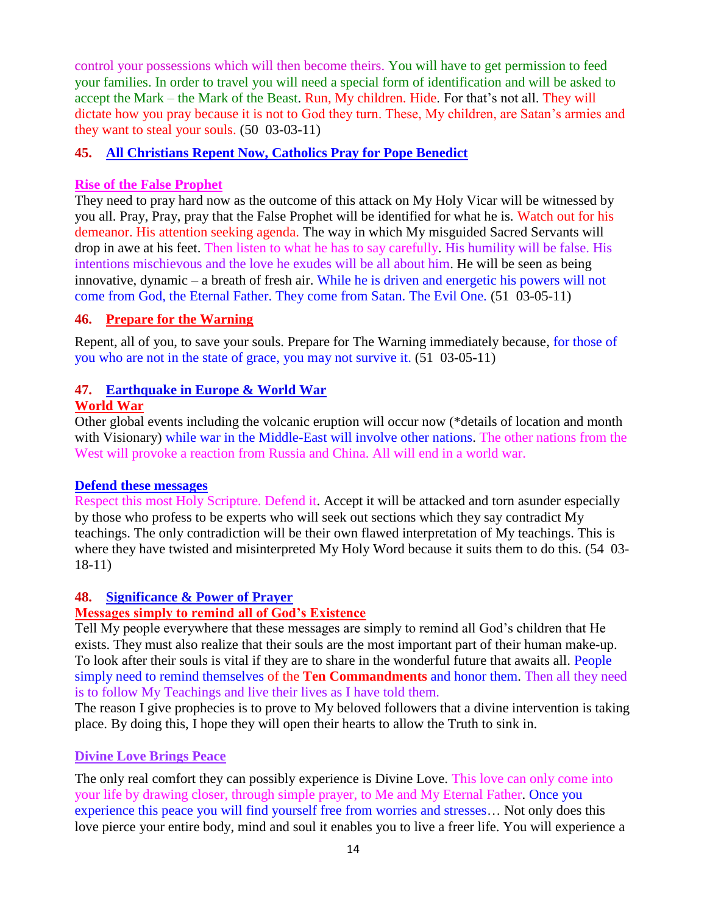control your possessions which will then become theirs. You will have to get permission to feed your families. In order to travel you will need a special form of identification and will be asked to accept the Mark – the Mark of the Beast. Run, My children. Hide. For that's not all. They will dictate how you pray because it is not to God they turn. These, My children, are Satan's armies and they want to steal your souls. (50 03-03-11)

## 45. All Christians Repent Now, Catholics Pray for Pope Benedict

### Rise of the False Prophet

They need to pray hard now as the outcome of this attack on My Holy Vicar will be witnessed by you all. Pray, Pray, pray that the False Prophet will be identified for what he is. Watch out for his demeanor. His attention seeking agenda. The way in which My misguided Sacred Servants will drop in awe at his feet. Then listen to what he has to say carefully. His humility will be false. His intentions mischievous and the love he exudes will be all about him. He will be seen as being innovative, dynamic – a breath of fresh air. While he is driven and energetic his powers will not come from God, the Eternal Father. They come from Satan. The Evil One. (51 03-05-11)

## 46. Prepare for the Warning

Repent, all of you, to save your souls. Prepare for The Warning immediately because, for those of you who are not in the state of grace, you may not survive it. (51 03-05-11)

## 47. Earthquake in Europe & World War

### World War

Other global events including the volcanic eruption will occur now (*details of location and month with Visionary) while war in the Middle-East will involve other nations. The other nations from the West will provoke a reaction from Russia and China. All will end in a world war.

### Defend these messages

Respect this most Holy Scripture. Defend it. Accept it will be attacked and torn asunder especially by those who profess to be experts who will seek out sections which they say contradict My teachings. The only contradiction will be their own flawed interpretation of My teachings. This is where they have twisted and misinterpreted My Holy Word because it suits them to do this. (54 03-18-11)

## 48. Significance & Power of Prayer

### Messages simply to remind all of God's Existence

Tell My people everywhere that these messages are simply to remind all God's children that He exists. They must also realize that their souls are the most important part of their human make-up. To look after their souls is vital if they are to share in the wonderful future that awaits all. People simply need to remind themselves of the **Ten Commandments** and honor them. Then all they need is to follow My Teachings and live their lives as I have told them.

The reason I give prophecies is to prove to My beloved followers that a divine intervention is taking place. By doing this, I hope they will open their hearts to allow the Truth to sink in.

### Divine Love Brings Peace

The only real comfort they can possibly experience is Divine Love. This love can only come into your life by drawing closer, through simple prayer, to Me and My Eternal Father. Once you experience this peace you will find yourself free from worries and stresses… Not only does this love pierce your entire body, mind and soul it enables you to live a freer life. You will experience a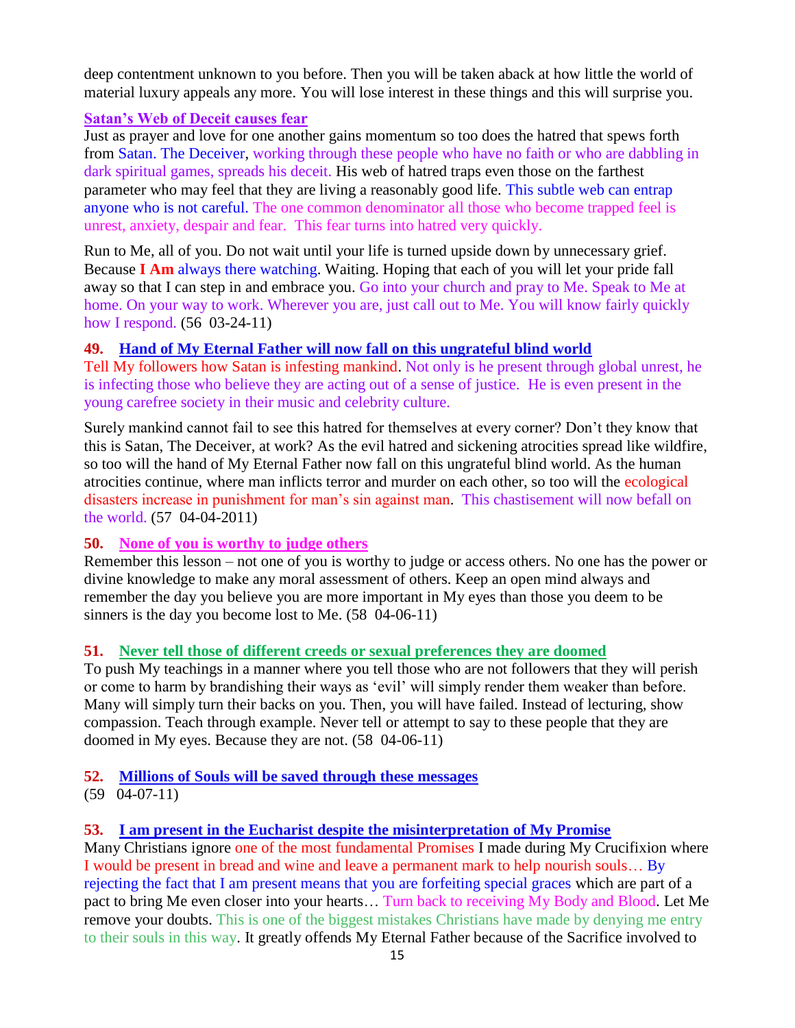deep contentment unknown to you before. Then you will be taken aback at how little the world of material luxury appeals any more. You will lose interest in these things and this will surprise you.

**Satan's Web of Deceit causes fear**

Just as prayer and love for one another gains momentum so too does the hatred that spews forth from Satan. The Deceiver, working through these people who have no faith or who are dabbling in dark spiritual games, spreads his deceit. His web of hatred traps even those on the farthest parameter who may feel that they are living a reasonably good life. This subtle web can entrap anyone who is not careful. The one common denominator all those who become trapped feel is unrest, anxiety, despair and fear. This fear turns into hatred very quickly.

Run to Me, all of you. Do not wait until your life is turned upside down by unnecessary grief. Because **I Am** always there watching. Waiting. Hoping that each of you will let your pride fall away so that I can step in and embrace you. Go into your church and pray to Me. Speak to Me at home. On your way to work. Wherever you are, just call out to Me. You will know fairly quickly how I respond. (56 03-24-11)

**49. Hand of My Eternal Father will now fall on this ungrateful blind world**

Tell My followers how Satan is infesting mankind. Not only is he present through global unrest, he is infecting those who believe they are acting out of a sense of justice. He is even present in the young carefree society in their music and celebrity culture.

Surely mankind cannot fail to see this hatred for themselves at every corner? Don't they know that this is Satan, The Deceiver, at work? As the evil hatred and sickening atrocities spread like wildfire, so too will the hand of My Eternal Father now fall on this ungrateful blind world. As the human atrocities continue, where man inflicts terror and murder on each other, so too will the ecological disasters increase in punishment for man's sin against man. This chastisement will now befall on the world. (57 04-04-2011)

**50. None of you is worthy to judge others**

Remember this lesson – not one of you is worthy to judge or access others. No one has the power or divine knowledge to make any moral assessment of others. Keep an open mind always and remember the day you believe you are more important in My eyes than those you deem to be sinners is the day you become lost to Me. (58 04-06-11)

**51. Never tell those of different creeds or sexual preferences they are doomed**

To push My teachings in a manner where you tell those who are not followers that they will perish or come to harm by brandishing their ways as 'evil' will simply render them weaker than before. Many will simply turn their backs on you. Then, you will have failed. Instead of lecturing, show compassion. Teach through example. Never tell or attempt to say to these people that they are doomed in My eyes. Because they are not. (58 04-06-11)

**52. Millions of Souls will be saved through these messages**

(59 04-07-11)

**53. I am present in the Eucharist despite the misinterpretation of My Promise**

Many Christians ignore one of the most fundamental Promises I made during My Crucifixion where I would be present in bread and wine and leave a permanent mark to help nourish souls… By rejecting the fact that I am present means that you are forfeiting special graces which are part of a pact to bring Me even closer into your hearts… Turn back to receiving My Body and Blood. Let Me remove your doubts. This is one of the biggest mistakes Christians have made by denying me entry to their souls in this way. It greatly offends My Eternal Father because of the Sacrifice involved to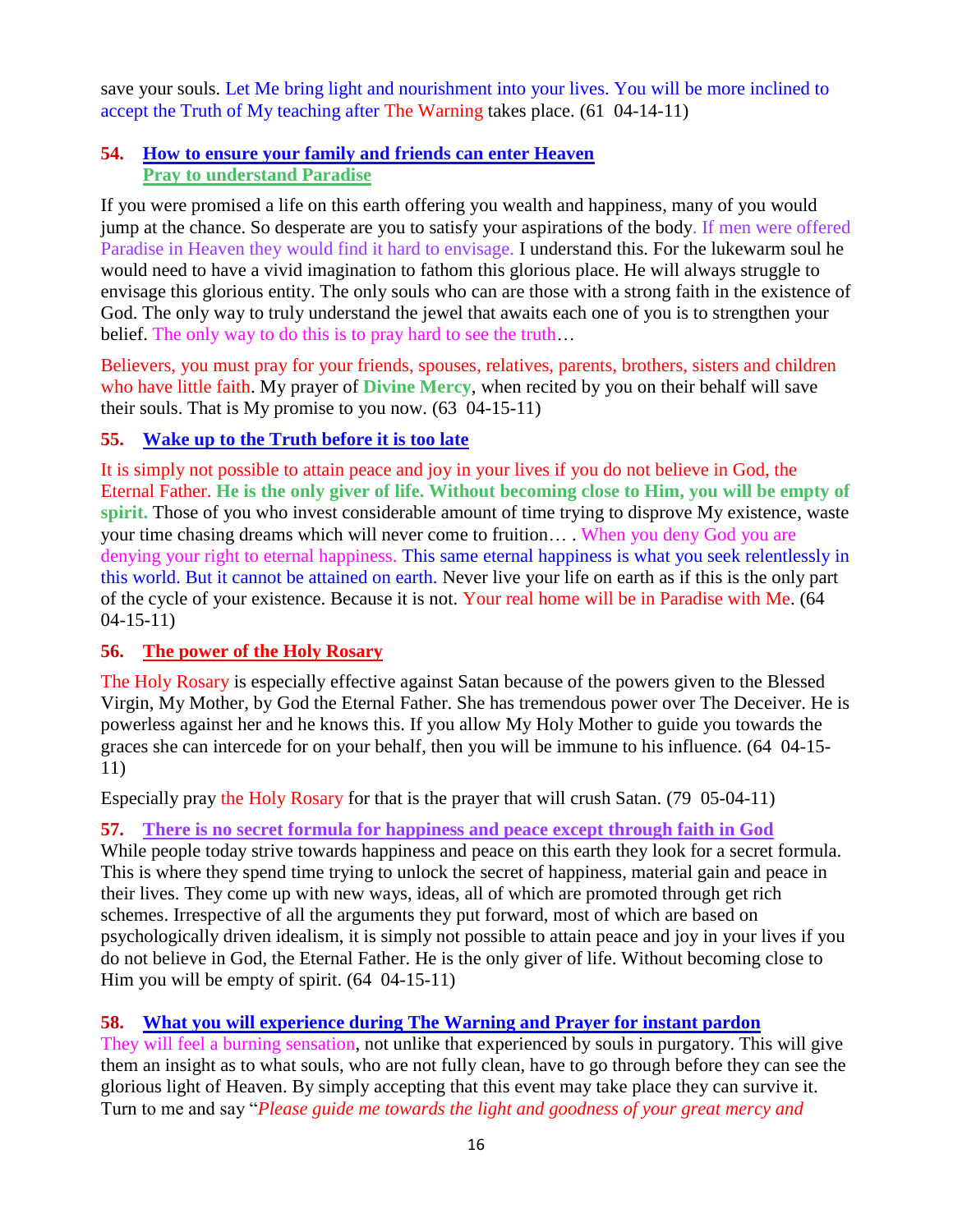save your souls. Let Me bring light and nourishment into your lives. You will be more inclined to accept the Truth of My teaching after The Warning takes place. (61 04-14-11)

### 54. How to ensure your family and friends can enter Heaven
**Pray to understand Paradise**

If you were promised a life on this earth offering you wealth and happiness, many of you would jump at the chance. So desperate are you to satisfy your aspirations of the body. If men were offered Paradise in Heaven they would find it hard to envisage. I understand this. For the lukewarm soul he would need to have a vivid imagination to fathom this glorious place. He will always struggle to envisage this glorious entity. The only souls who can are those with a strong faith in the existence of God. The only way to truly understand the jewel that awaits each one of you is to strengthen your belief. The only way to do this is to pray hard to see the truth…

Believers, you must pray for your friends, spouses, relatives, parents, brothers, sisters and children who have little faith. My prayer of **Divine Mercy**, when recited by you on their behalf will save their souls. That is My promise to you now. (63 04-15-11)

### 55. Wake up to the Truth before it is too late

It is simply not possible to attain peace and joy in your lives if you do not believe in God, the Eternal Father. **He is the only giver of life. Without becoming close to Him, you will be empty of spirit.** Those of you who invest considerable amount of time trying to disprove My existence, waste your time chasing dreams which will never come to fruition… . When you deny God you are denying your right to eternal happiness. This same eternal happiness is what you seek relentlessly in this world. But it cannot be attained on earth. Never live your life on earth as if this is the only part of the cycle of your existence. Because it is not. Your real home will be in Paradise with Me. (64 04-15-11)

### 56. The power of the Holy Rosary

The Holy Rosary is especially effective against Satan because of the powers given to the Blessed Virgin, My Mother, by God the Eternal Father. She has tremendous power over The Deceiver. He is powerless against her and he knows this. If you allow My Holy Mother to guide you towards the graces she can intercede for on your behalf, then you will be immune to his influence. (64 04-15-11)

Especially pray the Holy Rosary for that is the prayer that will crush Satan. (79 05-04-11)

### 57. There is no secret formula for happiness and peace except through faith in God

While people today strive towards happiness and peace on this earth they look for a secret formula. This is where they spend time trying to unlock the secret of happiness, material gain and peace in their lives. They come up with new ways, ideas, all of which are promoted through get rich schemes. Irrespective of all the arguments they put forward, most of which are based on psychologically driven idealism, it is simply not possible to attain peace and joy in your lives if you do not believe in God, the Eternal Father. He is the only giver of life. Without becoming close to Him you will be empty of spirit. (64 04-15-11)

### 58. What you will experience during The Warning and Prayer for instant pardon

They will feel a burning sensation, not unlike that experienced by souls in purgatory. This will give them an insight as to what souls, who are not fully clean, have to go through before they can see the glorious light of Heaven. By simply accepting that this event may take place they can survive it. Turn to me and say "*Please guide me towards the light and goodness of your great mercy and*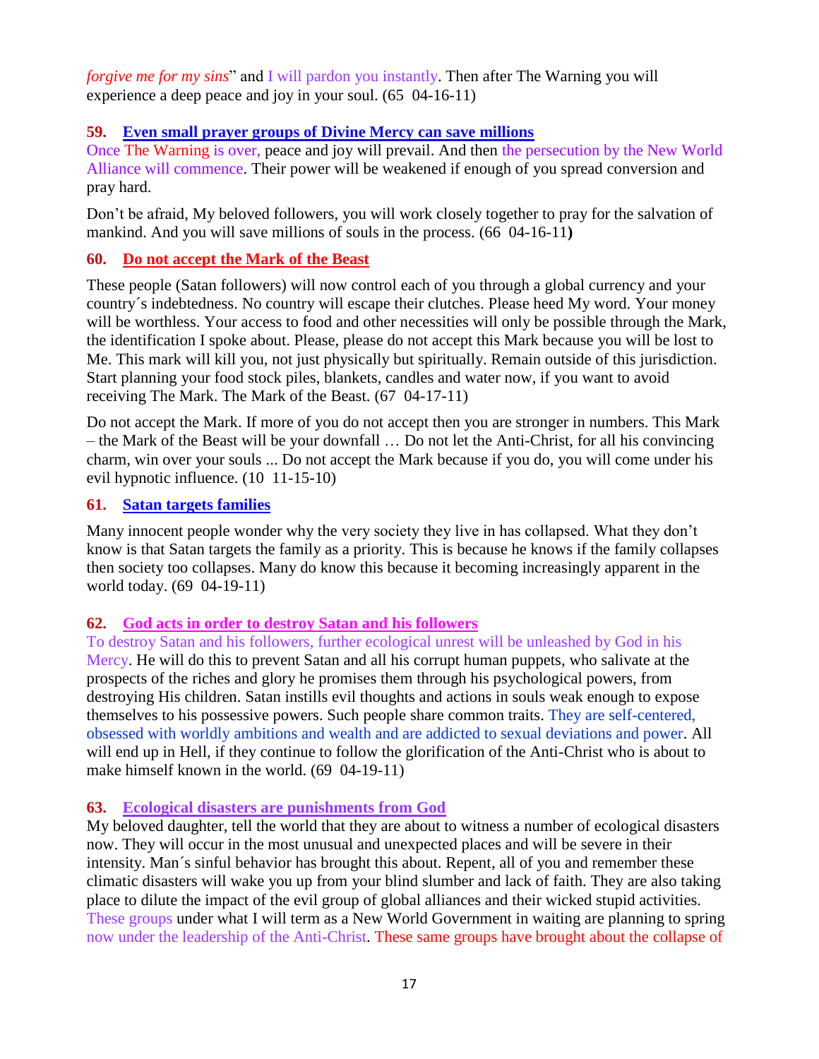*forgive me for my sins*" and I will pardon you instantly. Then after The Warning you will experience a deep peace and joy in your soul. (65 04-16-11)

### 59. Even small prayer groups of Divine Mercy can save millions

Once The Warning is over, peace and joy will prevail. And then the persecution by the New World Alliance will commence. Their power will be weakened if enough of you spread conversion and pray hard.

Don't be afraid, My beloved followers, you will work closely together to pray for the salvation of mankind. And you will save millions of souls in the process. (66 04-16-11**)**

### 60. Do not accept the Mark of the Beast

These people (Satan followers) will now control each of you through a global currency and your country´s indebtedness. No country will escape their clutches. Please heed My word. Your money will be worthless. Your access to food and other necessities will only be possible through the Mark, the identification I spoke about. Please, please do not accept this Mark because you will be lost to Me. This mark will kill you, not just physically but spiritually. Remain outside of this jurisdiction. Start planning your food stock piles, blankets, candles and water now, if you want to avoid receiving The Mark. The Mark of the Beast. (67 04-17-11)

Do not accept the Mark. If more of you do not accept then you are stronger in numbers. This Mark – the Mark of the Beast will be your downfall … Do not let the Anti-Christ, for all his convincing charm, win over your souls ... Do not accept the Mark because if you do, you will come under his evil hypnotic influence. (10 11-15-10)

### 61. Satan targets families

Many innocent people wonder why the very society they live in has collapsed. What they don't know is that Satan targets the family as a priority. This is because he knows if the family collapses then society too collapses. Many do know this because it becoming increasingly apparent in the world today. (69 04-19-11)

### 62. God acts in order to destroy Satan and his followers

To destroy Satan and his followers, further ecological unrest will be unleashed by God in his Mercy. He will do this to prevent Satan and all his corrupt human puppets, who salivate at the prospects of the riches and glory he promises them through his psychological powers, from destroying His children. Satan instills evil thoughts and actions in souls weak enough to expose themselves to his possessive powers. Such people share common traits. They are self-centered, obsessed with worldly ambitions and wealth and are addicted to sexual deviations and power. All will end up in Hell, if they continue to follow the glorification of the Anti-Christ who is about to make himself known in the world. (69 04-19-11)

### 63. Ecological disasters are punishments from God

My beloved daughter, tell the world that they are about to witness a number of ecological disasters now. They will occur in the most unusual and unexpected places and will be severe in their intensity. Man´s sinful behavior has brought this about. Repent, all of you and remember these climatic disasters will wake you up from your blind slumber and lack of faith. They are also taking place to dilute the impact of the evil group of global alliances and their wicked stupid activities. These groups under what I will term as a New World Government in waiting are planning to spring now under the leadership of the Anti-Christ. These same groups have brought about the collapse of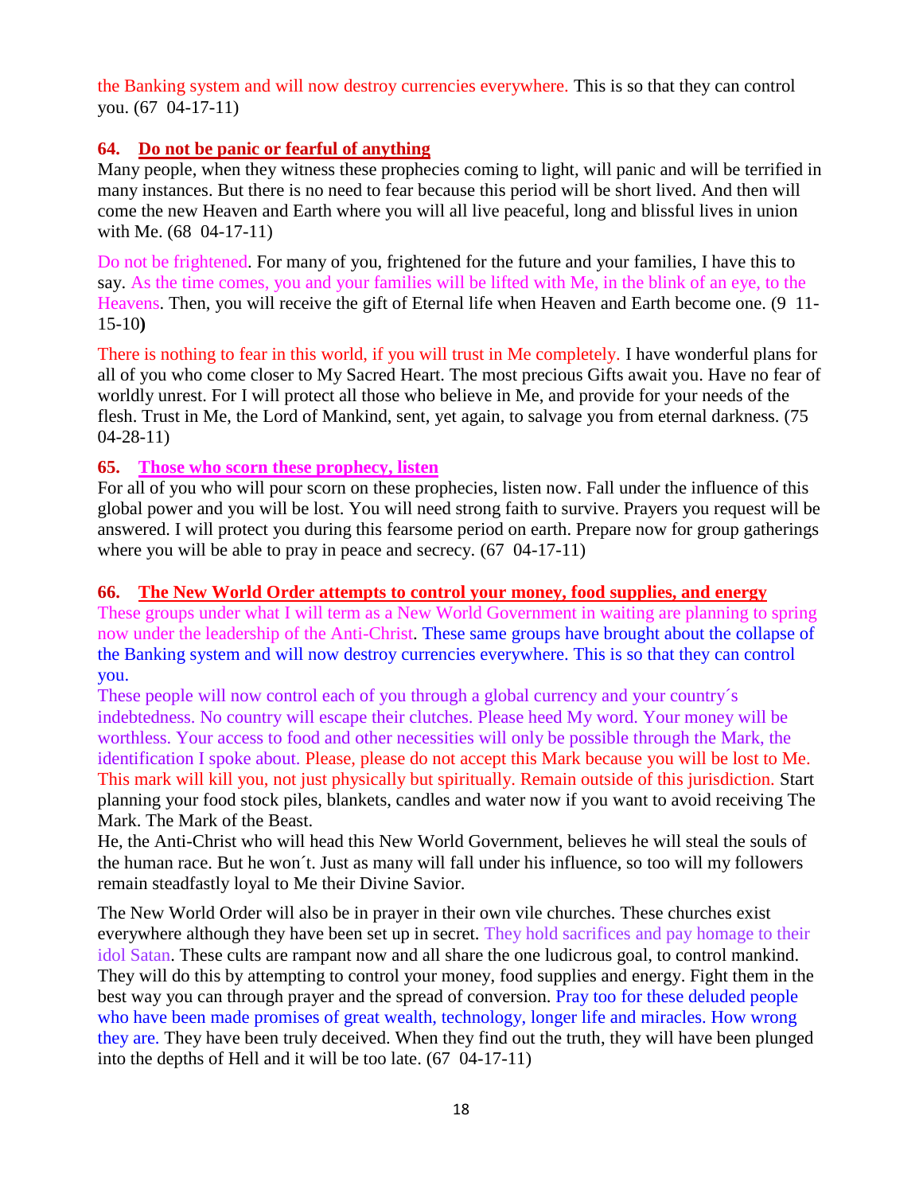the Banking system and will now destroy currencies everywhere. This is so that they can control you. (67 04-17-11)

**64. Do not be panic or fearful of anything**

Many people, when they witness these prophecies coming to light, will panic and will be terrified in many instances. But there is no need to fear because this period will be short lived. And then will come the new Heaven and Earth where you will all live peaceful, long and blissful lives in union with Me. (68 04-17-11)

Do not be frightened. For many of you, frightened for the future and your families, I have this to say. As the time comes, you and your families will be lifted with Me, in the blink of an eye, to the Heavens. Then, you will receive the gift of Eternal life when Heaven and Earth become one. (9 11-15-10**)**

There is nothing to fear in this world, if you will trust in Me completely. I have wonderful plans for all of you who come closer to My Sacred Heart. The most precious Gifts await you. Have no fear of worldly unrest. For I will protect all those who believe in Me, and provide for your needs of the flesh. Trust in Me, the Lord of Mankind, sent, yet again, to salvage you from eternal darkness. (75 04-28-11)

**65. Those who scorn these prophecy, listen**

For all of you who will pour scorn on these prophecies, listen now. Fall under the influence of this global power and you will be lost. You will need strong faith to survive. Prayers you request will be answered. I will protect you during this fearsome period on earth. Prepare now for group gatherings where you will be able to pray in peace and secrecy. (67 04-17-11)

**66. The New World Order attempts to control your money, food supplies, and energy**

These groups under what I will term as a New World Government in waiting are planning to spring now under the leadership of the Anti-Christ. These same groups have brought about the collapse of the Banking system and will now destroy currencies everywhere. This is so that they can control you.

These people will now control each of you through a global currency and your country´s indebtedness. No country will escape their clutches. Please heed My word. Your money will be worthless. Your access to food and other necessities will only be possible through the Mark, the identification I spoke about. Please, please do not accept this Mark because you will be lost to Me. This mark will kill you, not just physically but spiritually. Remain outside of this jurisdiction. Start planning your food stock piles, blankets, candles and water now if you want to avoid receiving The Mark. The Mark of the Beast.

He, the Anti-Christ who will head this New World Government, believes he will steal the souls of the human race. But he won´t. Just as many will fall under his influence, so too will my followers remain steadfastly loyal to Me their Divine Savior.

The New World Order will also be in prayer in their own vile churches. These churches exist everywhere although they have been set up in secret. They hold sacrifices and pay homage to their idol Satan. These cults are rampant now and all share the one ludicrous goal, to control mankind. They will do this by attempting to control your money, food supplies and energy. Fight them in the best way you can through prayer and the spread of conversion. Pray too for these deluded people who have been made promises of great wealth, technology, longer life and miracles. How wrong they are. They have been truly deceived. When they find out the truth, they will have been plunged into the depths of Hell and it will be too late. (67 04-17-11)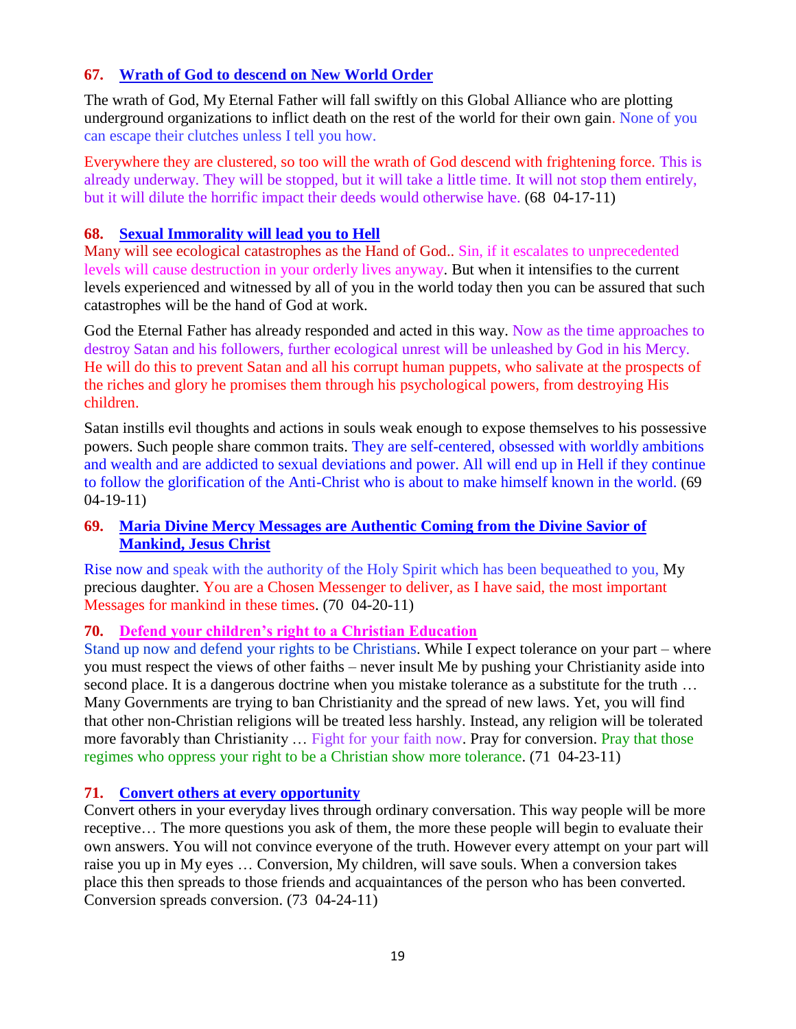### 67. Wrath of God to descend on New World Order

The wrath of God, My Eternal Father will fall swiftly on this Global Alliance who are plotting underground organizations to inflict death on the rest of the world for their own gain. None of you can escape their clutches unless I tell you how.

Everywhere they are clustered, so too will the wrath of God descend with frightening force. This is already underway. They will be stopped, but it will take a little time. It will not stop them entirely, but it will dilute the horrific impact their deeds would otherwise have. (68 04-17-11)

### 68. Sexual Immorality will lead you to Hell

Many will see ecological catastrophes as the Hand of God.. Sin, if it escalates to unprecedented levels will cause destruction in your orderly lives anyway. But when it intensifies to the current levels experienced and witnessed by all of you in the world today then you can be assured that such catastrophes will be the hand of God at work.

God the Eternal Father has already responded and acted in this way. Now as the time approaches to destroy Satan and his followers, further ecological unrest will be unleashed by God in his Mercy. He will do this to prevent Satan and all his corrupt human puppets, who salivate at the prospects of the riches and glory he promises them through his psychological powers, from destroying His children.

Satan instills evil thoughts and actions in souls weak enough to expose themselves to his possessive powers. Such people share common traits. They are self-centered, obsessed with worldly ambitions and wealth and are addicted to sexual deviations and power. All will end up in Hell if they continue to follow the glorification of the Anti-Christ who is about to make himself known in the world. (69 04-19-11)

### 69. Maria Divine Mercy Messages are Authentic Coming from the Divine Savior of Mankind, Jesus Christ

Rise now and speak with the authority of the Holy Spirit which has been bequeathed to you, My precious daughter. You are a Chosen Messenger to deliver, as I have said, the most important Messages for mankind in these times. (70 04-20-11)

### 70. Defend your children's right to a Christian Education

Stand up now and defend your rights to be Christians. While I expect tolerance on your part – where you must respect the views of other faiths – never insult Me by pushing your Christianity aside into second place. It is a dangerous doctrine when you mistake tolerance as a substitute for the truth … Many Governments are trying to ban Christianity and the spread of new laws. Yet, you will find that other non-Christian religions will be treated less harshly. Instead, any religion will be tolerated more favorably than Christianity … Fight for your faith now. Pray for conversion. Pray that those regimes who oppress your right to be a Christian show more tolerance. (71 04-23-11)

### 71. Convert others at every opportunity

Convert others in your everyday lives through ordinary conversation. This way people will be more receptive… The more questions you ask of them, the more these people will begin to evaluate their own answers. You will not convince everyone of the truth. However every attempt on your part will raise you up in My eyes … Conversion, My children, will save souls. When a conversion takes place this then spreads to those friends and acquaintances of the person who has been converted. Conversion spreads conversion. (73 04-24-11)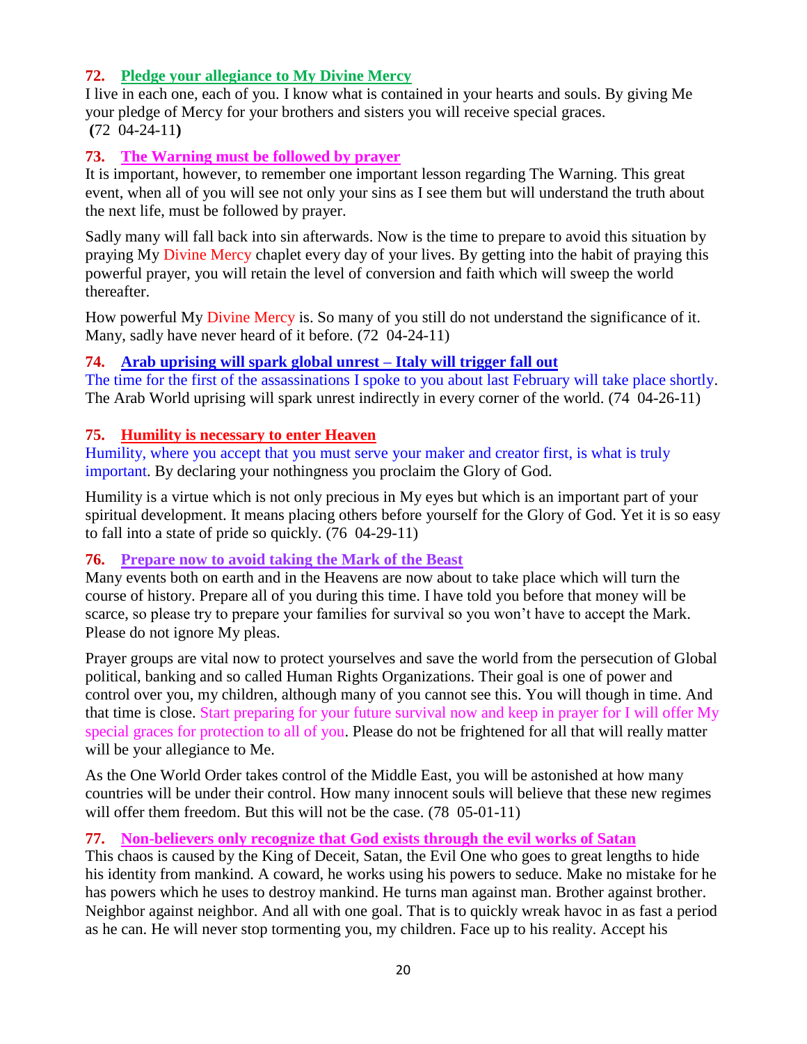### 72. Pledge your allegiance to My Divine Mercy

I live in each one, each of you. I know what is contained in your hearts and souls. By giving Me your pledge of Mercy for your brothers and sisters you will receive special graces.
**(**72  04-24-11**)**

### 73. The Warning must be followed by prayer

It is important, however, to remember one important lesson regarding The Warning. This great event, when all of you will see not only your sins as I see them but will understand the truth about the next life, must be followed by prayer.

Sadly many will fall back into sin afterwards. Now is the time to prepare to avoid this situation by praying My Divine Mercy chaplet every day of your lives. By getting into the habit of praying this powerful prayer, you will retain the level of conversion and faith which will sweep the world thereafter.

How powerful My Divine Mercy is. So many of you still do not understand the significance of it. Many, sadly have never heard of it before. (72  04-24-11)

### 74. Arab uprising will spark global unrest – Italy will trigger fall out

The time for the first of the assassinations I spoke to you about last February will take place shortly. The Arab World uprising will spark unrest indirectly in every corner of the world. (74  04-26-11)

### 75. Humility is necessary to enter Heaven

Humility, where you accept that you must serve your maker and creator first, is what is truly important. By declaring your nothingness you proclaim the Glory of God.

Humility is a virtue which is not only precious in My eyes but which is an important part of your spiritual development. It means placing others before yourself for the Glory of God. Yet it is so easy to fall into a state of pride so quickly. (76  04-29-11)

### 76. Prepare now to avoid taking the Mark of the Beast

Many events both on earth and in the Heavens are now about to take place which will turn the course of history. Prepare all of you during this time. I have told you before that money will be scarce, so please try to prepare your families for survival so you won't have to accept the Mark. Please do not ignore My pleas.

Prayer groups are vital now to protect yourselves and save the world from the persecution of Global political, banking and so called Human Rights Organizations. Their goal is one of power and control over you, my children, although many of you cannot see this. You will though in time. And that time is close. Start preparing for your future survival now and keep in prayer for I will offer My special graces for protection to all of you. Please do not be frightened for all that will really matter will be your allegiance to Me.

As the One World Order takes control of the Middle East, you will be astonished at how many countries will be under their control. How many innocent souls will believe that these new regimes will offer them freedom. But this will not be the case. (78  05-01-11)

### 77. Non-believers only recognize that God exists through the evil works of Satan

This chaos is caused by the King of Deceit, Satan, the Evil One who goes to great lengths to hide his identity from mankind. A coward, he works using his powers to seduce. Make no mistake for he has powers which he uses to destroy mankind. He turns man against man. Brother against brother. Neighbor against neighbor. And all with one goal. That is to quickly wreak havoc in as fast a period as he can. He will never stop tormenting you, my children. Face up to his reality. Accept his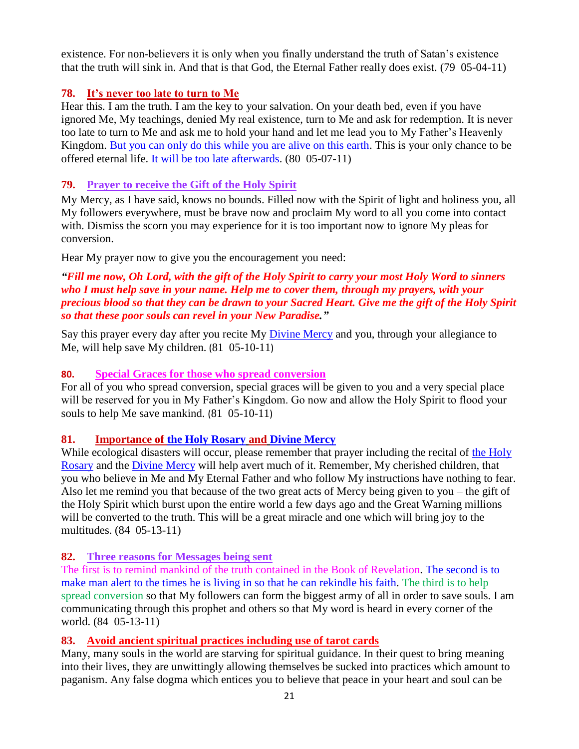existence. For non-believers it is only when you finally understand the truth of Satan's existence that the truth will sink in. And that is that God, the Eternal Father really does exist. (79 05-04-11)

### 78. It's never too late to turn to Me

Hear this. I am the truth. I am the key to your salvation. On your death bed, even if you have ignored Me, My teachings, denied My real existence, turn to Me and ask for redemption. It is never too late to turn to Me and ask me to hold your hand and let me lead you to My Father's Heavenly Kingdom. But you can only do this while you are alive on this earth. This is your only chance to be offered eternal life. It will be too late afterwards. (80 05-07-11)

### 79. Prayer to receive the Gift of the Holy Spirit

My Mercy, as I have said, knows no bounds. Filled now with the Spirit of light and holiness you, all My followers everywhere, must be brave now and proclaim My word to all you come into contact with. Dismiss the scorn you may experience for it is too important now to ignore My pleas for conversion.

Hear My prayer now to give you the encouragement you need:

***"Fill me now, Oh Lord, with the gift of the Holy Spirit to carry your most Holy Word to sinners who I must help save in your name. Help me to cover them, through my prayers, with your precious blood so that they can be drawn to your Sacred Heart. Give me the gift of the Holy Spirit so that these poor souls can revel in your New Paradise."***

Say this prayer every day after you recite My Divine Mercy and you, through your allegiance to Me, will help save My children. (81 05-10-11)

### 80. Special Graces for those who spread conversion

For all of you who spread conversion, special graces will be given to you and a very special place will be reserved for you in My Father's Kingdom. Go now and allow the Holy Spirit to flood your souls to help Me save mankind. (81 05-10-11)

### 81. Importance of the Holy Rosary and Divine Mercy

While ecological disasters will occur, please remember that prayer including the recital of the Holy Rosary and the Divine Mercy will help avert much of it. Remember, My cherished children, that you who believe in Me and My Eternal Father and who follow My instructions have nothing to fear. Also let me remind you that because of the two great acts of Mercy being given to you – the gift of the Holy Spirit which burst upon the entire world a few days ago and the Great Warning millions will be converted to the truth. This will be a great miracle and one which will bring joy to the multitudes. (84 05-13-11)

### 82. Three reasons for Messages being sent

The first is to remind mankind of the truth contained in the Book of Revelation. The second is to make man alert to the times he is living in so that he can rekindle his faith. The third is to help spread conversion so that My followers can form the biggest army of all in order to save souls. I am communicating through this prophet and others so that My word is heard in every corner of the world. (84 05-13-11)

### 83. Avoid ancient spiritual practices including use of tarot cards

Many, many souls in the world are starving for spiritual guidance. In their quest to bring meaning into their lives, they are unwittingly allowing themselves be sucked into practices which amount to paganism. Any false dogma which entices you to believe that peace in your heart and soul can be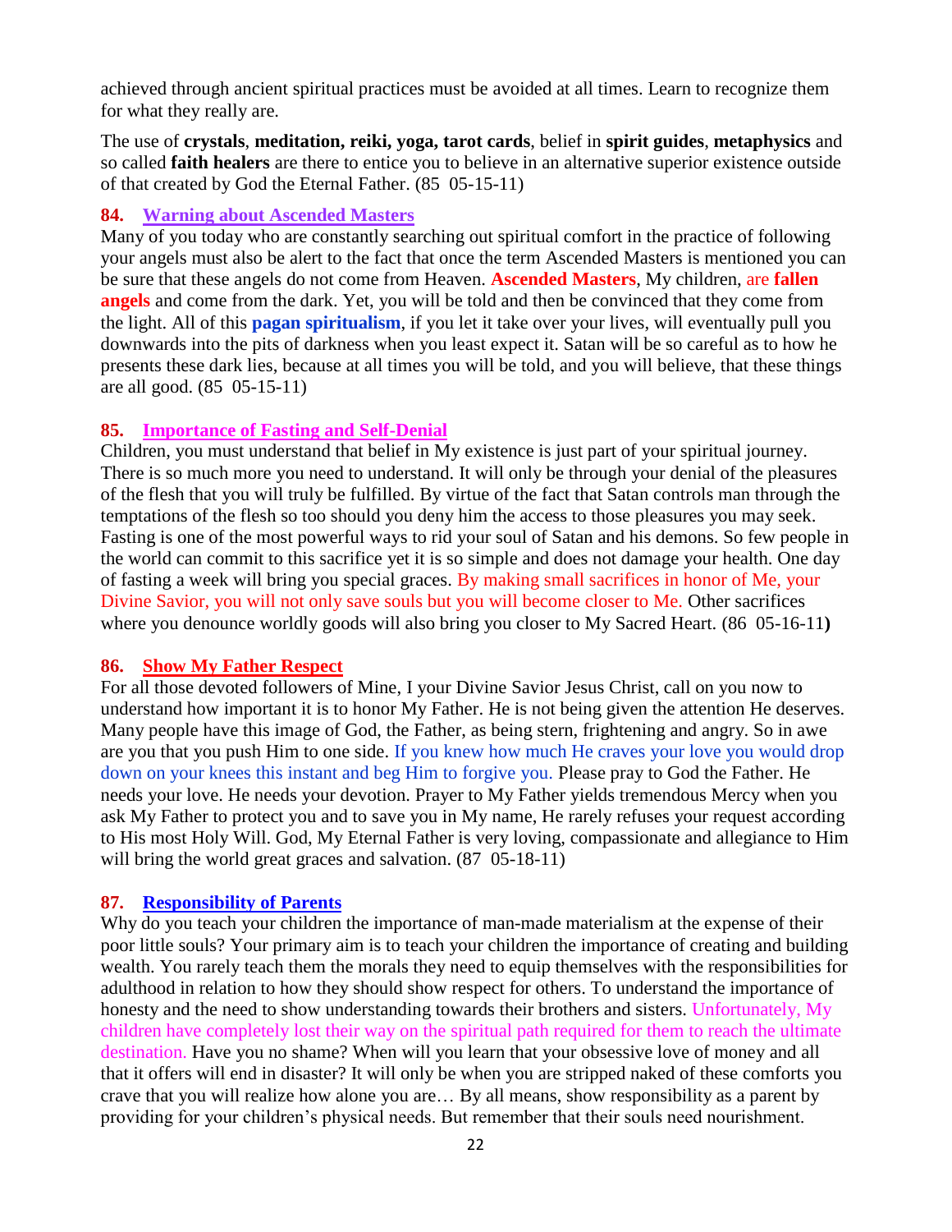achieved through ancient spiritual practices must be avoided at all times. Learn to recognize them for what they really are.

The use of **crystals**, **meditation, reiki, yoga, tarot cards**, belief in **spirit guides**, **metaphysics** and so called **faith healers** are there to entice you to believe in an alternative superior existence outside of that created by God the Eternal Father. (85 05-15-11)

### 84. Warning about Ascended Masters

Many of you today who are constantly searching out spiritual comfort in the practice of following your angels must also be alert to the fact that once the term Ascended Masters is mentioned you can be sure that these angels do not come from Heaven. **Ascended Masters**, My children, are **fallen angels** and come from the dark. Yet, you will be told and then be convinced that they come from the light. All of this **pagan spiritualism**, if you let it take over your lives, will eventually pull you downwards into the pits of darkness when you least expect it. Satan will be so careful as to how he presents these dark lies, because at all times you will be told, and you will believe, that these things are all good. (85 05-15-11)

### 85. Importance of Fasting and Self-Denial

Children, you must understand that belief in My existence is just part of your spiritual journey. There is so much more you need to understand. It will only be through your denial of the pleasures of the flesh that you will truly be fulfilled. By virtue of the fact that Satan controls man through the temptations of the flesh so too should you deny him the access to those pleasures you may seek. Fasting is one of the most powerful ways to rid your soul of Satan and his demons. So few people in the world can commit to this sacrifice yet it is so simple and does not damage your health. One day of fasting a week will bring you special graces. By making small sacrifices in honor of Me, your Divine Savior, you will not only save souls but you will become closer to Me. Other sacrifices where you denounce worldly goods will also bring you closer to My Sacred Heart. (86 05-16-11**)**

### 86. Show My Father Respect

For all those devoted followers of Mine, I your Divine Savior Jesus Christ, call on you now to understand how important it is to honor My Father. He is not being given the attention He deserves. Many people have this image of God, the Father, as being stern, frightening and angry. So in awe are you that you push Him to one side. If you knew how much He craves your love you would drop down on your knees this instant and beg Him to forgive you. Please pray to God the Father. He needs your love. He needs your devotion. Prayer to My Father yields tremendous Mercy when you ask My Father to protect you and to save you in My name, He rarely refuses your request according to His most Holy Will. God, My Eternal Father is very loving, compassionate and allegiance to Him will bring the world great graces and salvation. (87 05-18-11)

### 87. Responsibility of Parents

Why do you teach your children the importance of man-made materialism at the expense of their poor little souls? Your primary aim is to teach your children the importance of creating and building wealth. You rarely teach them the morals they need to equip themselves with the responsibilities for adulthood in relation to how they should show respect for others. To understand the importance of honesty and the need to show understanding towards their brothers and sisters. Unfortunately, My children have completely lost their way on the spiritual path required for them to reach the ultimate destination. Have you no shame? When will you learn that your obsessive love of money and all that it offers will end in disaster? It will only be when you are stripped naked of these comforts you crave that you will realize how alone you are… By all means, show responsibility as a parent by providing for your children's physical needs. But remember that their souls need nourishment.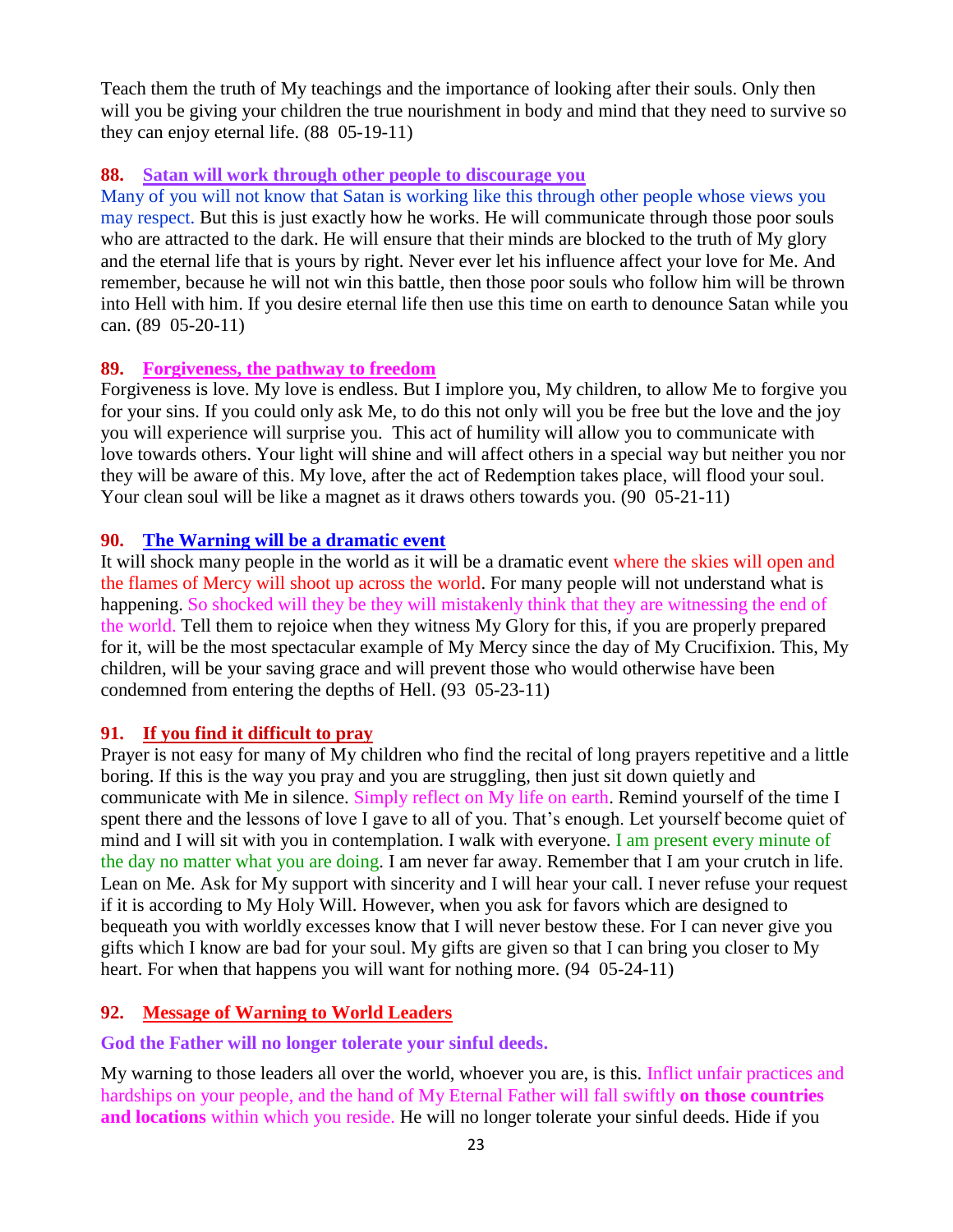Teach them the truth of My teachings and the importance of looking after their souls. Only then will you be giving your children the true nourishment in body and mind that they need to survive so they can enjoy eternal life. (88 05-19-11)

### 88. Satan will work through other people to discourage you

Many of you will not know that Satan is working like this through other people whose views you may respect. But this is just exactly how he works. He will communicate through those poor souls who are attracted to the dark. He will ensure that their minds are blocked to the truth of My glory and the eternal life that is yours by right. Never ever let his influence affect your love for Me. And remember, because he will not win this battle, then those poor souls who follow him will be thrown into Hell with him. If you desire eternal life then use this time on earth to denounce Satan while you can. (89 05-20-11)

### 89. Forgiveness, the pathway to freedom

Forgiveness is love. My love is endless. But I implore you, My children, to allow Me to forgive you for your sins. If you could only ask Me, to do this not only will you be free but the love and the joy you will experience will surprise you. This act of humility will allow you to communicate with love towards others. Your light will shine and will affect others in a special way but neither you nor they will be aware of this. My love, after the act of Redemption takes place, will flood your soul. Your clean soul will be like a magnet as it draws others towards you. (90 05-21-11)

### 90. The Warning will be a dramatic event

It will shock many people in the world as it will be a dramatic event where the skies will open and the flames of Mercy will shoot up across the world. For many people will not understand what is happening. So shocked will they be they will mistakenly think that they are witnessing the end of the world. Tell them to rejoice when they witness My Glory for this, if you are properly prepared for it, will be the most spectacular example of My Mercy since the day of My Crucifixion. This, My children, will be your saving grace and will prevent those who would otherwise have been condemned from entering the depths of Hell. (93 05-23-11)

### 91. If you find it difficult to pray

Prayer is not easy for many of My children who find the recital of long prayers repetitive and a little boring. If this is the way you pray and you are struggling, then just sit down quietly and communicate with Me in silence. Simply reflect on My life on earth. Remind yourself of the time I spent there and the lessons of love I gave to all of you. That's enough. Let yourself become quiet of mind and I will sit with you in contemplation. I walk with everyone. I am present every minute of the day no matter what you are doing. I am never far away. Remember that I am your crutch in life. Lean on Me. Ask for My support with sincerity and I will hear your call. I never refuse your request if it is according to My Holy Will. However, when you ask for favors which are designed to bequeath you with worldly excesses know that I will never bestow these. For I can never give you gifts which I know are bad for your soul. My gifts are given so that I can bring you closer to My heart. For when that happens you will want for nothing more. (94 05-24-11)

### 92. Message of Warning to World Leaders

**God the Father will no longer tolerate your sinful deeds.**

My warning to those leaders all over the world, whoever you are, is this. Inflict unfair practices and hardships on your people, and the hand of My Eternal Father will fall swiftly **on those countries and locations** within which you reside. He will no longer tolerate your sinful deeds. Hide if you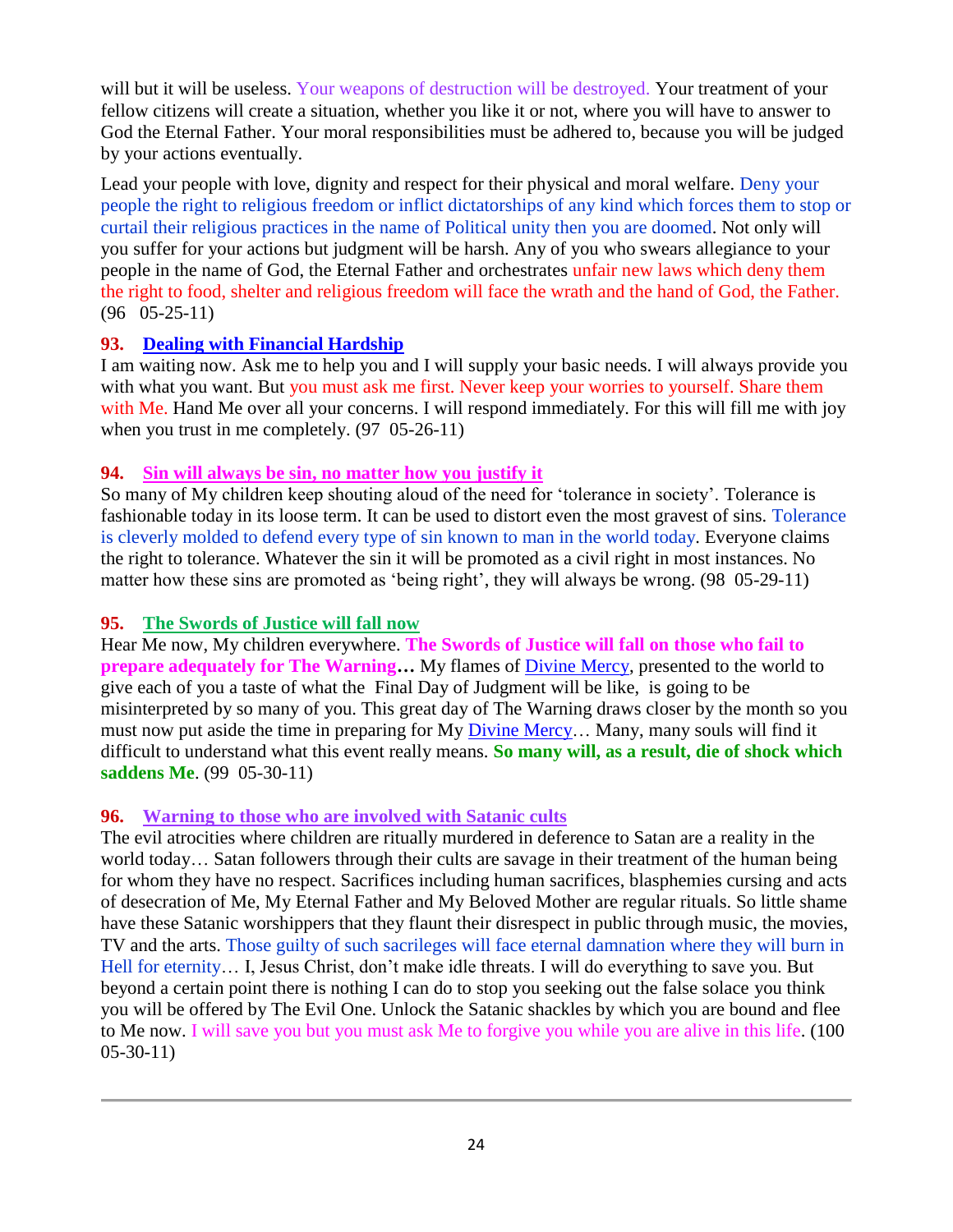will but it will be useless. Your weapons of destruction will be destroyed. Your treatment of your fellow citizens will create a situation, whether you like it or not, where you will have to answer to God the Eternal Father. Your moral responsibilities must be adhered to, because you will be judged by your actions eventually.

Lead your people with love, dignity and respect for their physical and moral welfare. Deny your people the right to religious freedom or inflict dictatorships of any kind which forces them to stop or curtail their religious practices in the name of Political unity then you are doomed. Not only will you suffer for your actions but judgment will be harsh. Any of you who swears allegiance to your people in the name of God, the Eternal Father and orchestrates unfair new laws which deny them the right to food, shelter and religious freedom will face the wrath and the hand of God, the Father. (96 05-25-11)

### 93. Dealing with Financial Hardship

I am waiting now. Ask me to help you and I will supply your basic needs. I will always provide you with what you want. But you must ask me first. Never keep your worries to yourself. Share them with Me. Hand Me over all your concerns. I will respond immediately. For this will fill me with joy when you trust in me completely. (97 05-26-11)

### 94. Sin will always be sin, no matter how you justify it

So many of My children keep shouting aloud of the need for 'tolerance in society'. Tolerance is fashionable today in its loose term. It can be used to distort even the most gravest of sins. Tolerance is cleverly molded to defend every type of sin known to man in the world today. Everyone claims the right to tolerance. Whatever the sin it will be promoted as a civil right in most instances. No matter how these sins are promoted as 'being right', they will always be wrong. (98 05-29-11)

### 95. The Swords of Justice will fall now

Hear Me now, My children everywhere. **The Swords of Justice will fall on those who fail to prepare adequately for The Warning…** My flames of Divine Mercy, presented to the world to give each of you a taste of what the Final Day of Judgment will be like, is going to be misinterpreted by so many of you. This great day of The Warning draws closer by the month so you must now put aside the time in preparing for My Divine Mercy… Many, many souls will find it difficult to understand what this event really means. **So many will, as a result, die of shock which saddens Me**. (99 05-30-11)

### 96. Warning to those who are involved with Satanic cults

The evil atrocities where children are ritually murdered in deference to Satan are a reality in the world today… Satan followers through their cults are savage in their treatment of the human being for whom they have no respect. Sacrifices including human sacrifices, blasphemies cursing and acts of desecration of Me, My Eternal Father and My Beloved Mother are regular rituals. So little shame have these Satanic worshippers that they flaunt their disrespect in public through music, the movies, TV and the arts. Those guilty of such sacrileges will face eternal damnation where they will burn in Hell for eternity… I, Jesus Christ, don't make idle threats. I will do everything to save you. But beyond a certain point there is nothing I can do to stop you seeking out the false solace you think you will be offered by The Evil One. Unlock the Satanic shackles by which you are bound and flee to Me now. I will save you but you must ask Me to forgive you while you are alive in this life. (100 05-30-11)